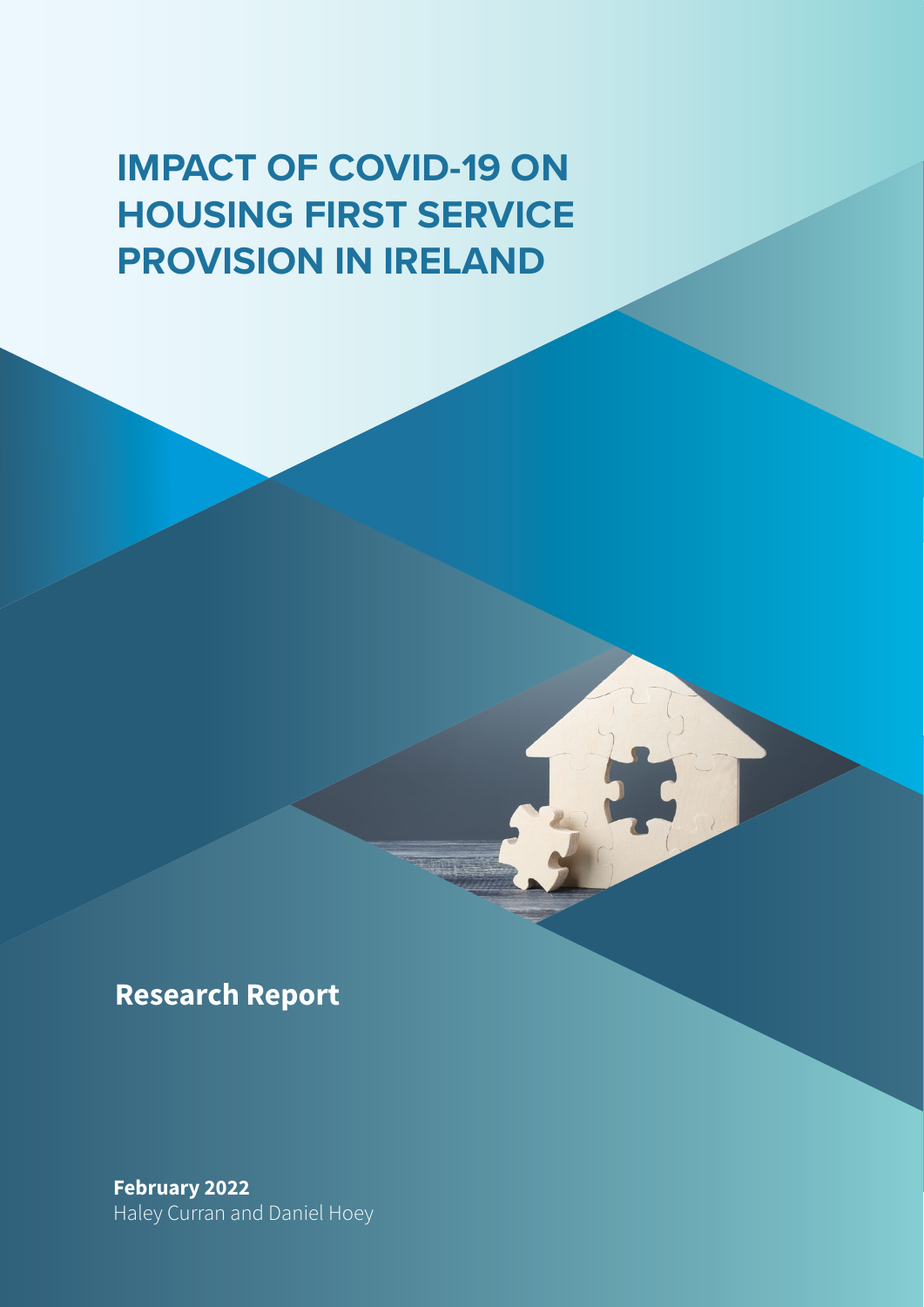# IMPACT OF COVID-19 ON HOUSING FIRST SERVICE PROVISION IN IRELAND

## Research Report

**February 2022**
Haley Curran and Daniel Hoey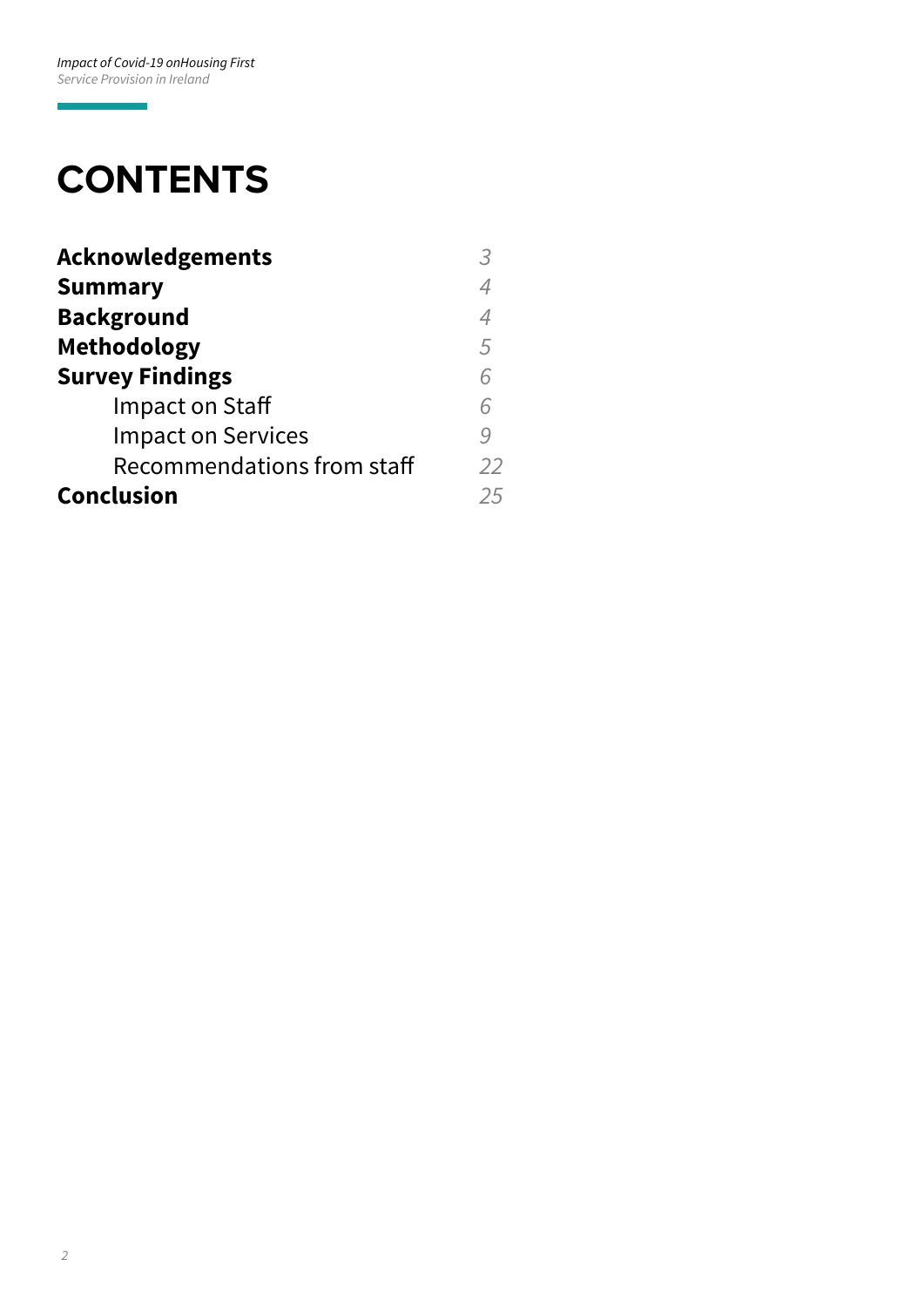# CONTENTS

| | |
|---|---|
| **Acknowledgements** | *3* |
| **Summary** | *4* |
| **Background** | *4* |
| **Methodology** | *5* |
| **Survey Findings** | *6* |
| Impact on Staff | *6* |
| Impact on Services | *9* |
| Recommendations from staff | *22* |
| **Conclusion** | *25* |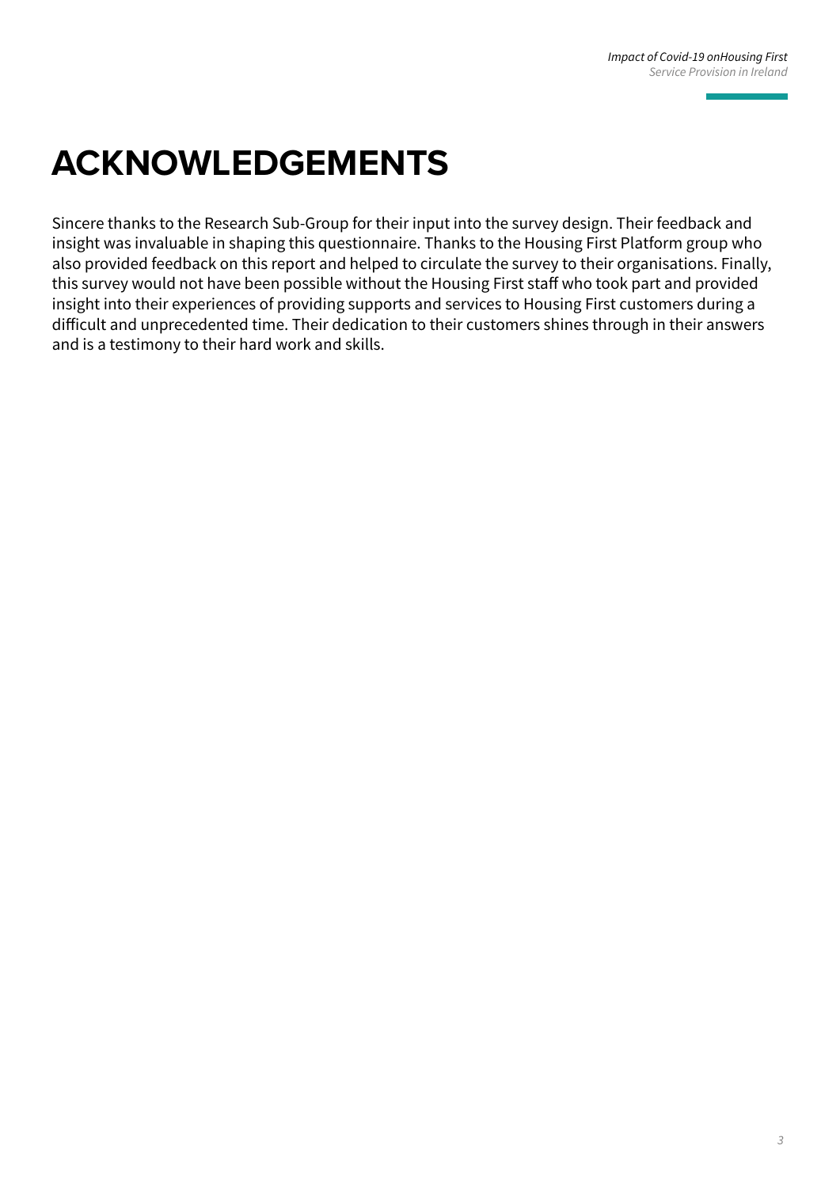# ACKNOWLEDGEMENTS

Sincere thanks to the Research Sub-Group for their input into the survey design. Their feedback and insight was invaluable in shaping this questionnaire. Thanks to the Housing First Platform group who also provided feedback on this report and helped to circulate the survey to their organisations. Finally, this survey would not have been possible without the Housing First staff who took part and provided insight into their experiences of providing supports and services to Housing First customers during a difficult and unprecedented time. Their dedication to their customers shines through in their answers and is a testimony to their hard work and skills.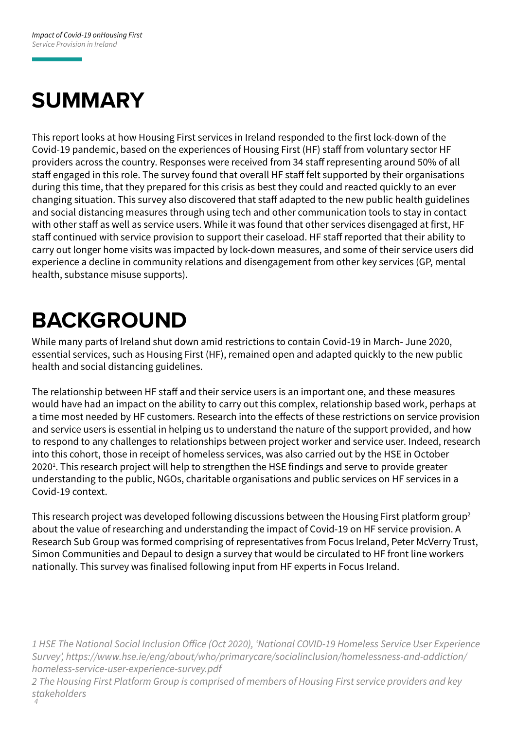# SUMMARY

This report looks at how Housing First services in Ireland responded to the first lock-down of the Covid-19 pandemic, based on the experiences of Housing First (HF) staff from voluntary sector HF providers across the country. Responses were received from 34 staff representing around 50% of all staff engaged in this role. The survey found that overall HF staff felt supported by their organisations during this time, that they prepared for this crisis as best they could and reacted quickly to an ever changing situation. This survey also discovered that staff adapted to the new public health guidelines and social distancing measures through using tech and other communication tools to stay in contact with other staff as well as service users. While it was found that other services disengaged at first, HF staff continued with service provision to support their caseload. HF staff reported that their ability to carry out longer home visits was impacted by lock-down measures, and some of their service users did experience a decline in community relations and disengagement from other key services (GP, mental health, substance misuse supports).

# BACKGROUND

While many parts of Ireland shut down amid restrictions to contain Covid-19 in March- June 2020, essential services, such as Housing First (HF), remained open and adapted quickly to the new public health and social distancing guidelines.

The relationship between HF staff and their service users is an important one, and these measures would have had an impact on the ability to carry out this complex, relationship based work, perhaps at a time most needed by HF customers. Research into the effects of these restrictions on service provision and service users is essential in helping us to understand the nature of the support provided, and how to respond to any challenges to relationships between project worker and service user. Indeed, research into this cohort, those in receipt of homeless services, was also carried out by the HSE in October 2020[1]. This research project will help to strengthen the HSE findings and serve to provide greater understanding to the public, NGOs, charitable organisations and public services on HF services in a Covid-19 context.

This research project was developed following discussions between the Housing First platform group[2] about the value of researching and understanding the impact of Covid-19 on HF service provision. A Research Sub Group was formed comprising of representatives from Focus Ireland, Peter McVerry Trust, Simon Communities and Depaul to design a survey that would be circulated to HF front line workers nationally. This survey was finalised following input from HF experts in Focus Ireland.

*1 HSE The National Social Inclusion Office (Oct 2020), 'National COVID-19 Homeless Service User Experience Survey', https://www.hse.ie/eng/about/who/primarycare/socialinclusion/homelessness-and-addiction/homeless-service-user-experience-survey.pdf*

*2 The Housing First Platform Group is comprised of members of Housing First service providers and key stakeholders*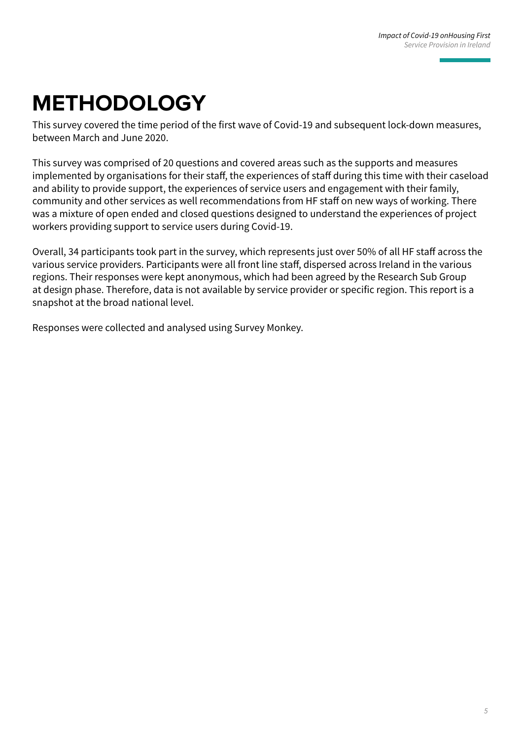# METHODOLOGY

This survey covered the time period of the first wave of Covid-19 and subsequent lock-down measures, between March and June 2020.

This survey was comprised of 20 questions and covered areas such as the supports and measures implemented by organisations for their staff, the experiences of staff during this time with their caseload and ability to provide support, the experiences of service users and engagement with their family, community and other services as well recommendations from HF staff on new ways of working. There was a mixture of open ended and closed questions designed to understand the experiences of project workers providing support to service users during Covid-19.

Overall, 34 participants took part in the survey, which represents just over 50% of all HF staff across the various service providers. Participants were all front line staff, dispersed across Ireland in the various regions. Their responses were kept anonymous, which had been agreed by the Research Sub Group at design phase. Therefore, data is not available by service provider or specific region. This report is a snapshot at the broad national level.

Responses were collected and analysed using Survey Monkey.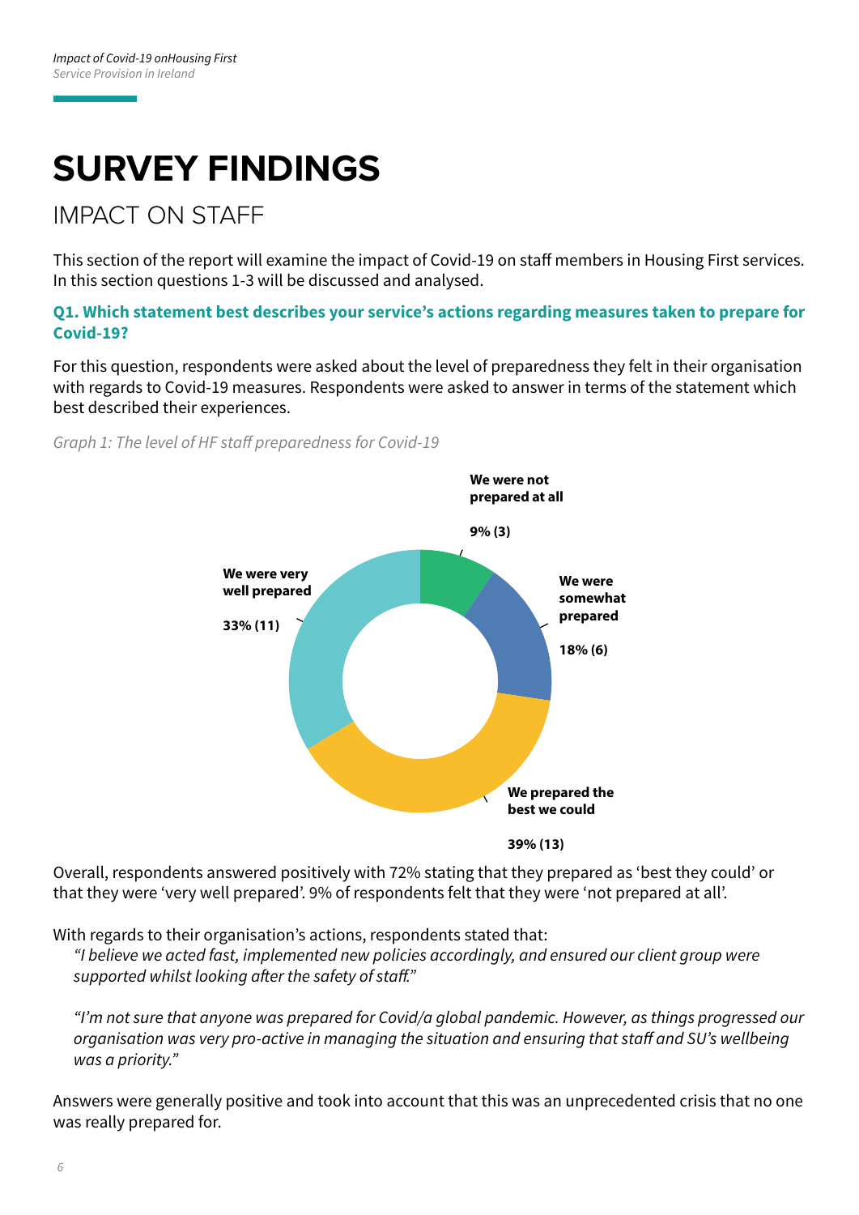# SURVEY FINDINGS

## IMPACT ON STAFF

This section of the report will examine the impact of Covid-19 on staff members in Housing First services. In this section questions 1-3 will be discussed and analysed.

### Q1. Which statement best describes your service's actions regarding measures taken to prepare for Covid-19?

For this question, respondents were asked about the level of preparedness they felt in their organisation with regards to Covid-19 measures. Respondents were asked to answer in terms of the statement which best described their experiences.

*Graph 1: The level of HF staff preparedness for Covid-19*

| Response | Percentage (Count) |
|---|---|
| We were not prepared at all | 9% (3) |
| We were somewhat prepared | 18% (6) |
| We prepared the best we could | 39% (13) |
| We were very well prepared | 33% (11) |

Overall, respondents answered positively with 72% stating that they prepared as 'best they could' or that they were 'very well prepared'. 9% of respondents felt that they were 'not prepared at all'.

With regards to their organisation's actions, respondents stated that:

> *"I believe we acted fast, implemented new policies accordingly, and ensured our client group were supported whilst looking after the safety of staff."*

> *"I'm not sure that anyone was prepared for Covid/a global pandemic. However, as things progressed our organisation was very pro-active in managing the situation and ensuring that staff and SU's wellbeing was a priority."*

Answers were generally positive and took into account that this was an unprecedented crisis that no one was really prepared for.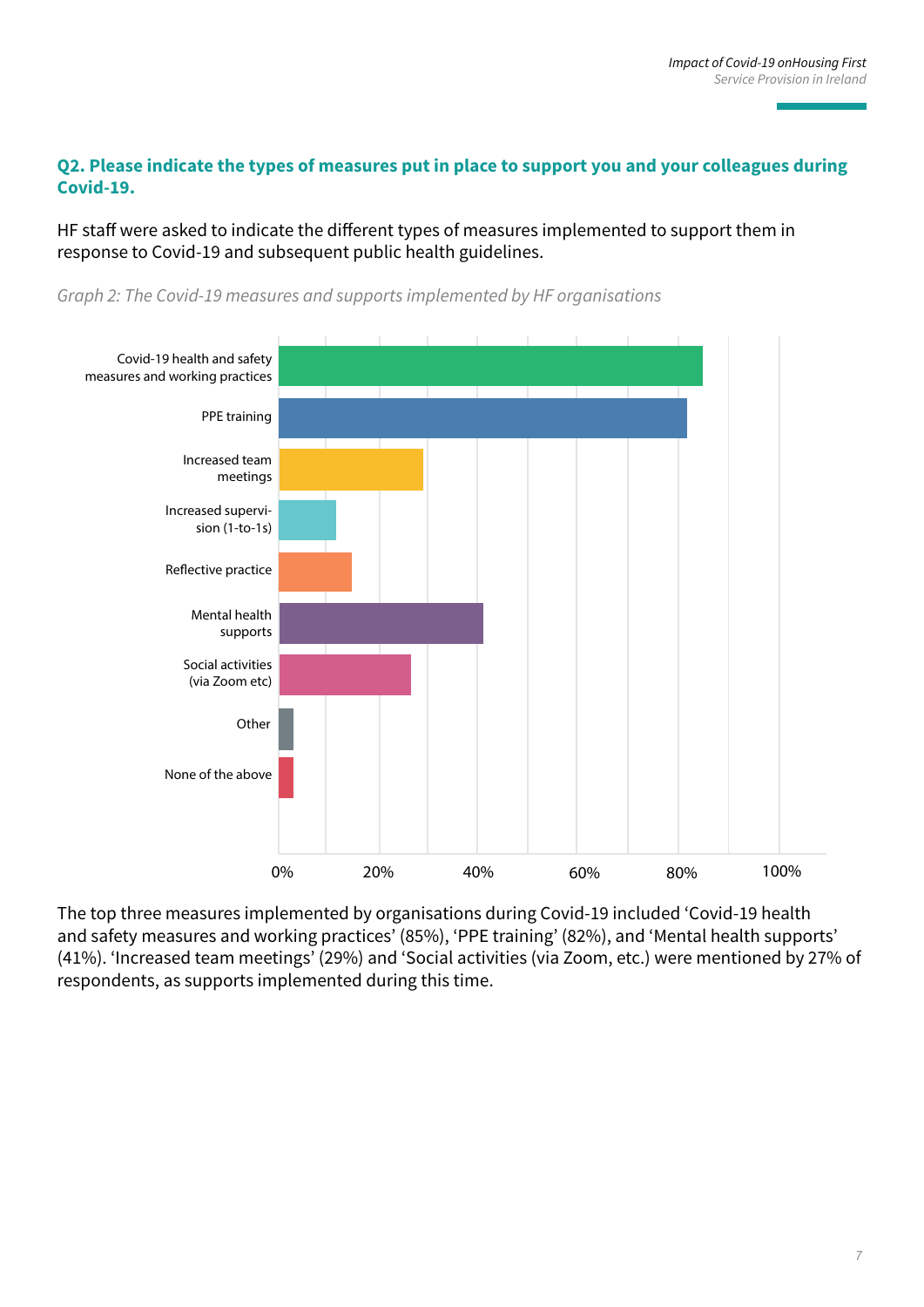### Q2. Please indicate the types of measures put in place to support you and your colleagues during Covid-19.

HF staff were asked to indicate the different types of measures implemented to support them in response to Covid-19 and subsequent public health guidelines.

*Graph 2: The Covid-19 measures and supports implemented by HF organisations*

The top three measures implemented by organisations during Covid-19 included 'Covid-19 health and safety measures and working practices' (85%), 'PPE training' (82%), and 'Mental health supports' (41%). 'Increased team meetings' (29%) and 'Social activities (via Zoom, etc.) were mentioned by 27% of respondents, as supports implemented during this time.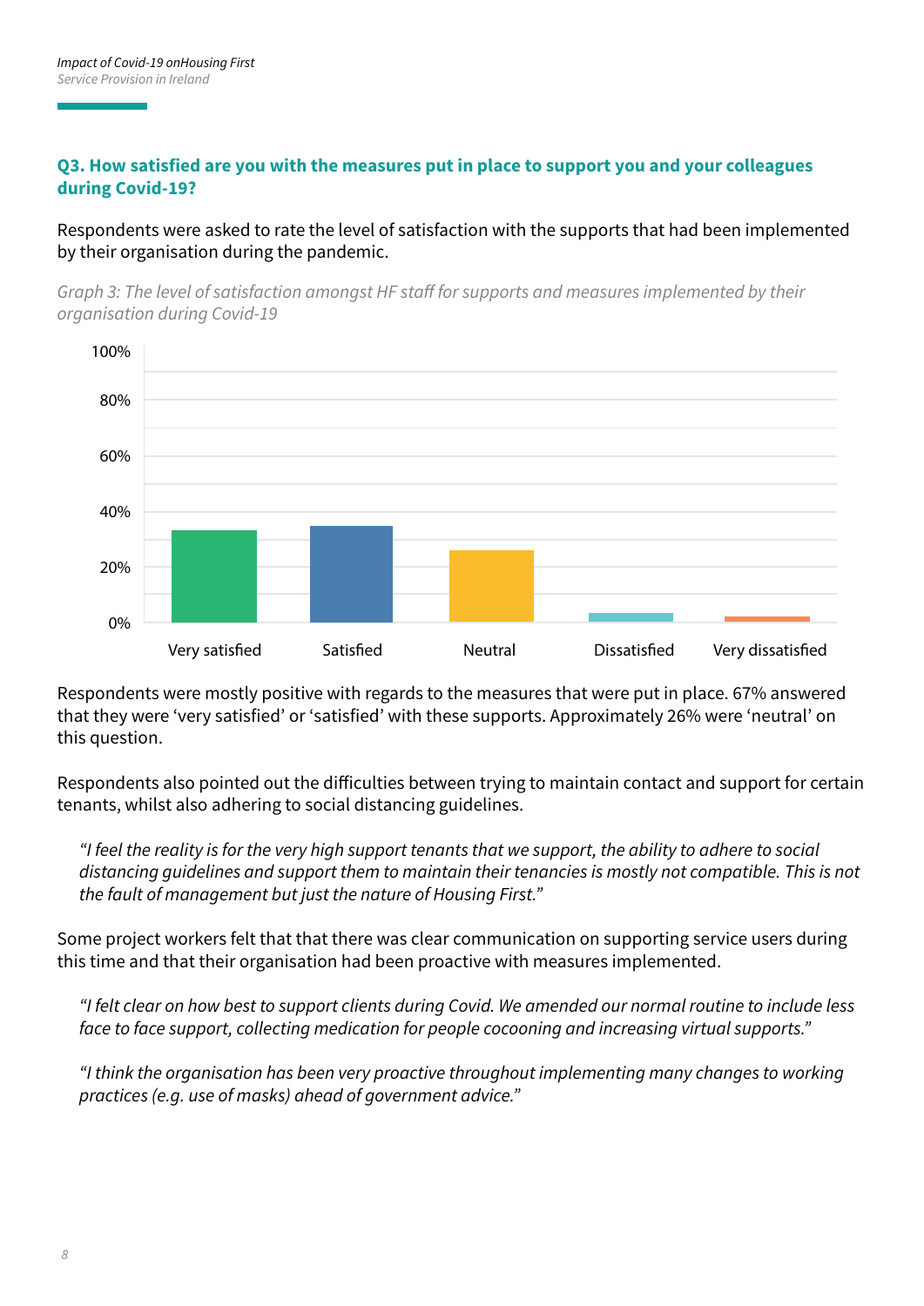### Q3. How satisfied are you with the measures put in place to support you and your colleagues during Covid-19?

Respondents were asked to rate the level of satisfaction with the supports that had been implemented by their organisation during the pandemic.

*Graph 3: The level of satisfaction amongst HF staff for supports and measures implemented by their organisation during Covid-19*

Respondents were mostly positive with regards to the measures that were put in place. 67% answered that they were 'very satisfied' or 'satisfied' with these supports. Approximately 26% were 'neutral' on this question.

Respondents also pointed out the difficulties between trying to maintain contact and support for certain tenants, whilst also adhering to social distancing guidelines.

> *"I feel the reality is for the very high support tenants that we support, the ability to adhere to social distancing guidelines and support them to maintain their tenancies is mostly not compatible. This is not the fault of management but just the nature of Housing First."*

Some project workers felt that that there was clear communication on supporting service users during this time and that their organisation had been proactive with measures implemented.

> *"I felt clear on how best to support clients during Covid. We amended our normal routine to include less face to face support, collecting medication for people cocooning and increasing virtual supports."*

> *"I think the organisation has been very proactive throughout implementing many changes to working practices (e.g. use of masks) ahead of government advice."*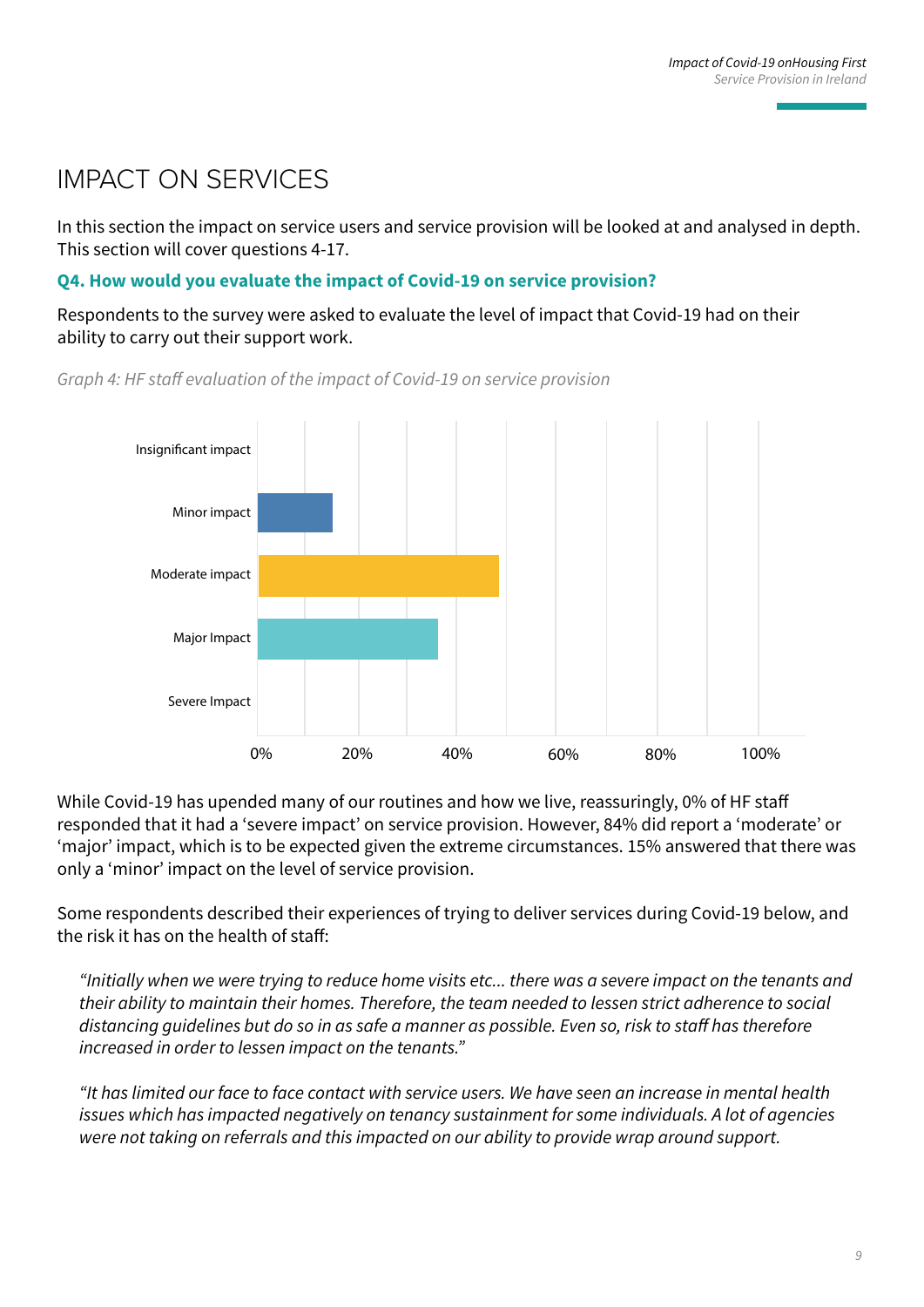# IMPACT ON SERVICES

In this section the impact on service users and service provision will be looked at and analysed in depth. This section will cover questions 4-17.

**Q4. How would you evaluate the impact of Covid-19 on service provision?**

Respondents to the survey were asked to evaluate the level of impact that Covid-19 had on their ability to carry out their support work.

*Graph 4: HF staff evaluation of the impact of Covid-19 on service provision*

| Impact | Percentage |
| --- | --- |
| Insignificant impact | 0% |
| Minor impact | 15% |
| Moderate impact | 48% |
| Major Impact | 36% |
| Severe Impact | 0% |

While Covid-19 has upended many of our routines and how we live, reassuringly, 0% of HF staff responded that it had a 'severe impact' on service provision. However, 84% did report a 'moderate' or 'major' impact, which is to be expected given the extreme circumstances. 15% answered that there was only a 'minor' impact on the level of service provision.

Some respondents described their experiences of trying to deliver services during Covid-19 below, and the risk it has on the health of staff:

> *"Initially when we were trying to reduce home visits etc... there was a severe impact on the tenants and their ability to maintain their homes. Therefore, the team needed to lessen strict adherence to social distancing guidelines but do so in as safe a manner as possible. Even so, risk to staff has therefore increased in order to lessen impact on the tenants."*

> *"It has limited our face to face contact with service users. We have seen an increase in mental health issues which has impacted negatively on tenancy sustainment for some individuals. A lot of agencies were not taking on referrals and this impacted on our ability to provide wrap around support.*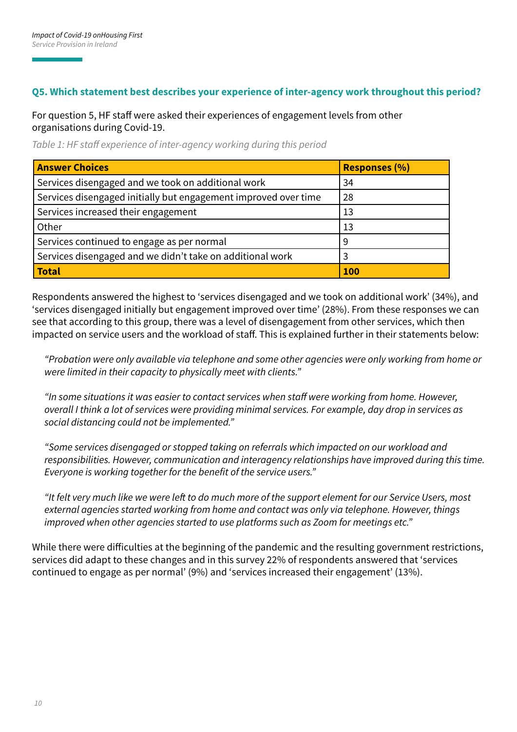### Q5. Which statement best describes your experience of inter-agency work throughout this period?

For question 5, HF staff were asked their experiences of engagement levels from other organisations during Covid-19.

*Table 1: HF staff experience of inter-agency working during this period*

| Answer Choices | Responses (%) |
|---|---|
| Services disengaged and we took on additional work | 34 |
| Services disengaged initially but engagement improved over time | 28 |
| Services increased their engagement | 13 |
| Other | 13 |
| Services continued to engage as per normal | 9 |
| Services disengaged and we didn't take on additional work | 3 |
| **Total** | **100** |

Respondents answered the highest to 'services disengaged and we took on additional work' (34%), and 'services disengaged initially but engagement improved over time' (28%). From these responses we can see that according to this group, there was a level of disengagement from other services, which then impacted on service users and the workload of staff. This is explained further in their statements below:

> *"Probation were only available via telephone and some other agencies were only working from home or were limited in their capacity to physically meet with clients."*

> *"In some situations it was easier to contact services when staff were working from home. However, overall I think a lot of services were providing minimal services. For example, day drop in services as social distancing could not be implemented."*

> *"Some services disengaged or stopped taking on referrals which impacted on our workload and responsibilities. However, communication and interagency relationships have improved during this time. Everyone is working together for the benefit of the service users."*

> *"It felt very much like we were left to do much more of the support element for our Service Users, most external agencies started working from home and contact was only via telephone. However, things improved when other agencies started to use platforms such as Zoom for meetings etc."*

While there were difficulties at the beginning of the pandemic and the resulting government restrictions, services did adapt to these changes and in this survey 22% of respondents answered that 'services continued to engage as per normal' (9%) and 'services increased their engagement' (13%).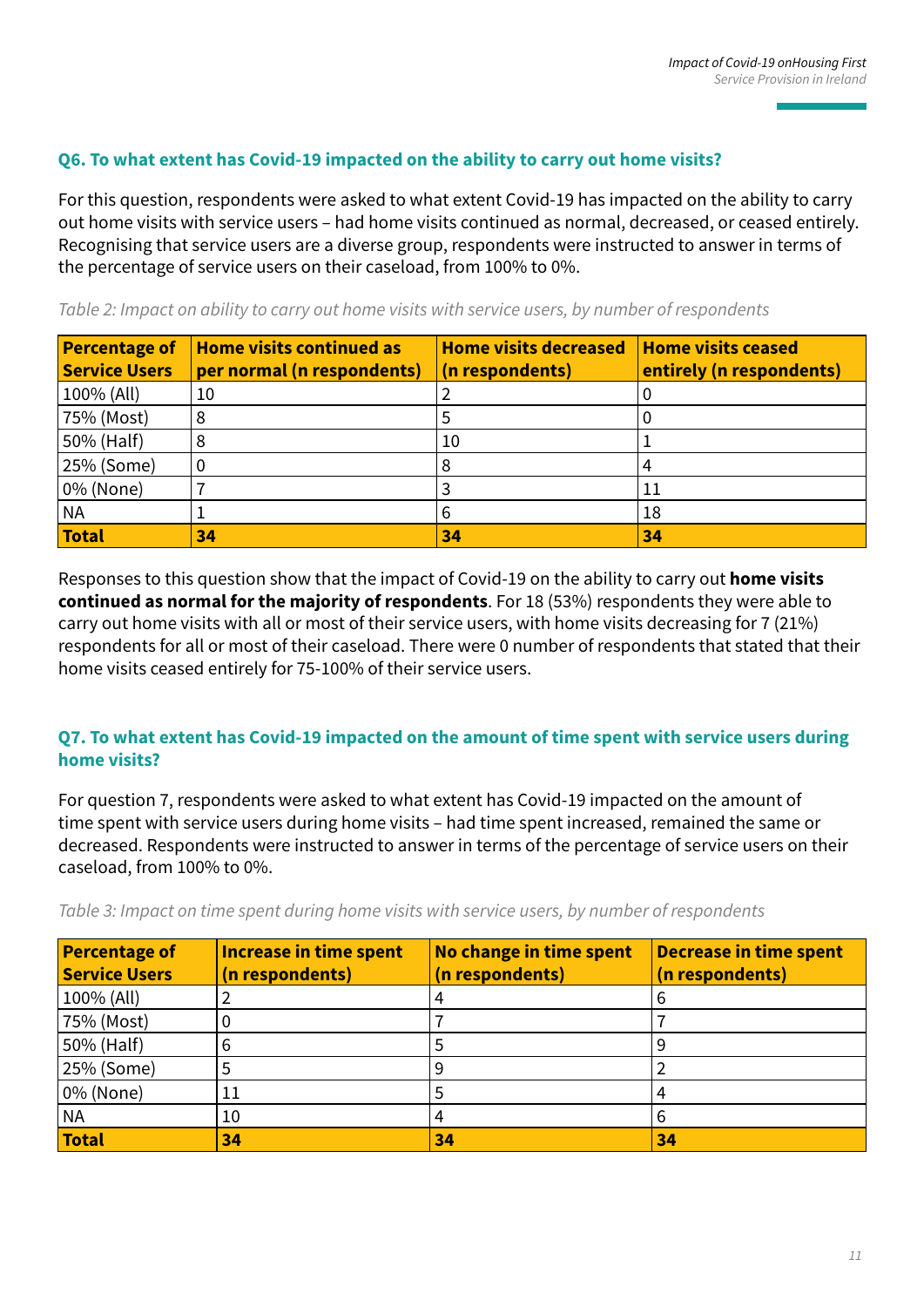### Q6. To what extent has Covid-19 impacted on the ability to carry out home visits?

For this question, respondents were asked to what extent Covid-19 has impacted on the ability to carry out home visits with service users – had home visits continued as normal, decreased, or ceased entirely. Recognising that service users are a diverse group, respondents were instructed to answer in terms of the percentage of service users on their caseload, from 100% to 0%.

*Table 2: Impact on ability to carry out home visits with service users, by number of respondents*

| Percentage of Service Users | Home visits continued as per normal (n respondents) | Home visits decreased (n respondents) | Home visits ceased entirely (n respondents) |
|---|---|---|---|
| 100% (All) | 10 | 2 | 0 |
| 75% (Most) | 8 | 5 | 0 |
| 50% (Half) | 8 | 10 | 1 |
| 25% (Some) | 0 | 8 | 4 |
| 0% (None) | 7 | 3 | 11 |
| NA | 1 | 6 | 18 |
| **Total** | **34** | **34** | **34** |

Responses to this question show that the impact of Covid-19 on the ability to carry out **home visits continued as normal for the majority of respondents**. For 18 (53%) respondents they were able to carry out home visits with all or most of their service users, with home visits decreasing for 7 (21%) respondents for all or most of their caseload. There were 0 number of respondents that stated that their home visits ceased entirely for 75-100% of their service users.

### Q7. To what extent has Covid-19 impacted on the amount of time spent with service users during home visits?

For question 7, respondents were asked to what extent has Covid-19 impacted on the amount of time spent with service users during home visits – had time spent increased, remained the same or decreased. Respondents were instructed to answer in terms of the percentage of service users on their caseload, from 100% to 0%.

*Table 3: Impact on time spent during home visits with service users, by number of respondents*

| Percentage of Service Users | Increase in time spent (n respondents) | No change in time spent (n respondents) | Decrease in time spent (n respondents) |
|---|---|---|---|
| 100% (All) | 2 | 4 | 6 |
| 75% (Most) | 0 | 7 | 7 |
| 50% (Half) | 6 | 5 | 9 |
| 25% (Some) | 5 | 9 | 2 |
| 0% (None) | 11 | 5 | 4 |
| NA | 10 | 4 | 6 |
| **Total** | **34** | **34** | **34** |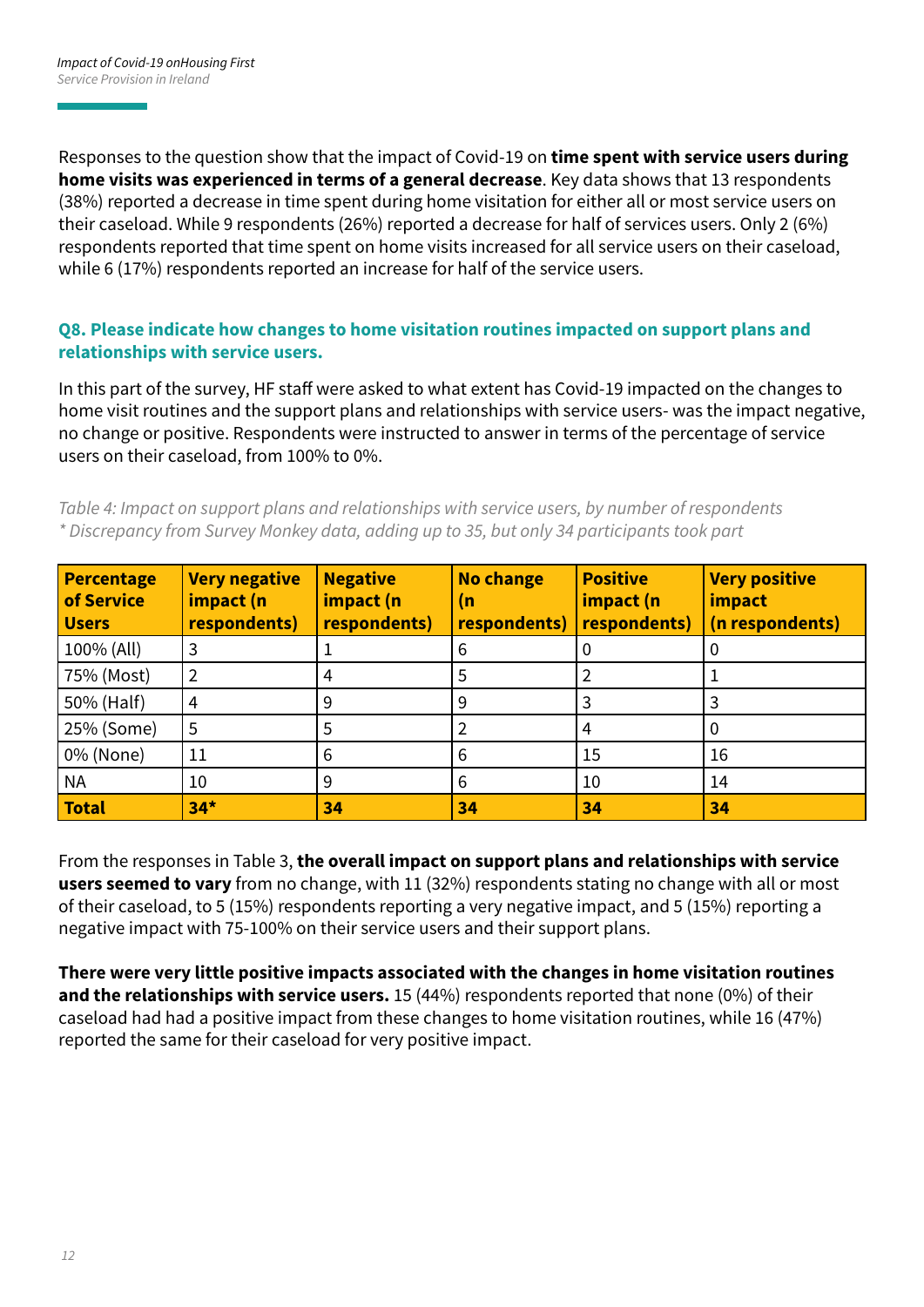Responses to the question show that the impact of Covid-19 on **time spent with service users during home visits was experienced in terms of a general decrease**. Key data shows that 13 respondents (38%) reported a decrease in time spent during home visitation for either all or most service users on their caseload. While 9 respondents (26%) reported a decrease for half of services users. Only 2 (6%) respondents reported that time spent on home visits increased for all service users on their caseload, while 6 (17%) respondents reported an increase for half of the service users.

### Q8. Please indicate how changes to home visitation routines impacted on support plans and relationships with service users.

In this part of the survey, HF staff were asked to what extent has Covid-19 impacted on the changes to home visit routines and the support plans and relationships with service users- was the impact negative, no change or positive. Respondents were instructed to answer in terms of the percentage of service users on their caseload, from 100% to 0%.

*Table 4: Impact on support plans and relationships with service users, by number of respondents*
*\* Discrepancy from Survey Monkey data, adding up to 35, but only 34 participants took part*

| Percentage of Service Users | Very negative impact (n respondents) | Negative impact (n respondents) | No change (n respondents) | Positive impact (n respondents) | Very positive impact (n respondents) |
|---|---|---|---|---|---|
| 100% (All) | 3 | 1 | 6 | 0 | 0 |
| 75% (Most) | 2 | 4 | 5 | 2 | 1 |
| 50% (Half) | 4 | 9 | 9 | 3 | 3 |
| 25% (Some) | 5 | 5 | 2 | 4 | 0 |
| 0% (None) | 11 | 6 | 6 | 15 | 16 |
| NA | 10 | 9 | 6 | 10 | 14 |
| **Total** | **34*** | **34** | **34** | **34** | **34** |

From the responses in Table 3, **the overall impact on support plans and relationships with service users seemed to vary** from no change, with 11 (32%) respondents stating no change with all or most of their caseload, to 5 (15%) respondents reporting a very negative impact, and 5 (15%) reporting a negative impact with 75-100% on their service users and their support plans.

**There were very little positive impacts associated with the changes in home visitation routines and the relationships with service users.** 15 (44%) respondents reported that none (0%) of their caseload had had a positive impact from these changes to home visitation routines, while 16 (47%) reported the same for their caseload for very positive impact.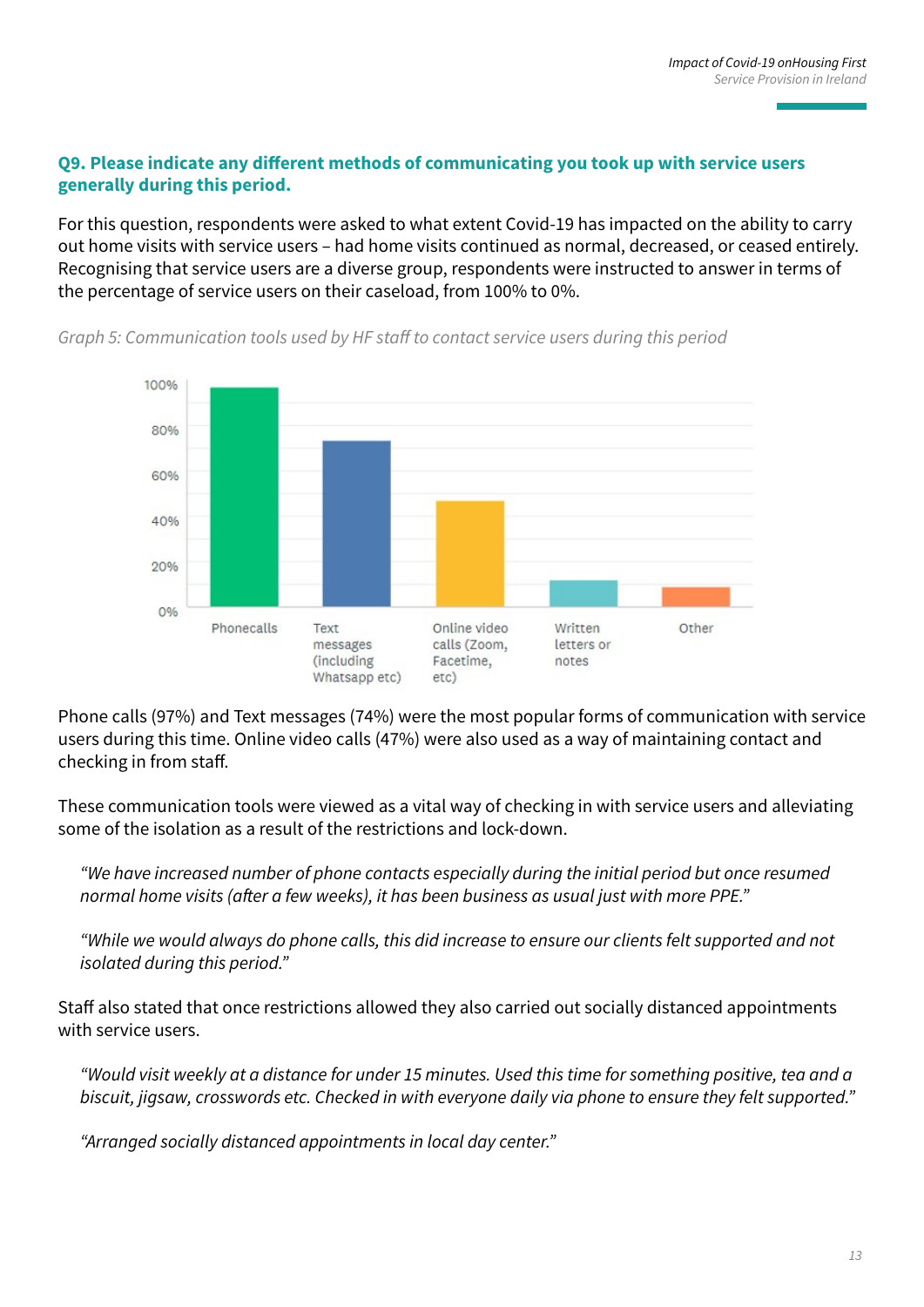### Q9. Please indicate any different methods of communicating you took up with service users generally during this period.

For this question, respondents were asked to what extent Covid-19 has impacted on the ability to carry out home visits with service users – had home visits continued as normal, decreased, or ceased entirely. Recognising that service users are a diverse group, respondents were instructed to answer in terms of the percentage of service users on their caseload, from 100% to 0%.

*Graph 5: Communication tools used by HF staff to contact service users during this period*

Phone calls (97%) and Text messages (74%) were the most popular forms of communication with service users during this time. Online video calls (47%) were also used as a way of maintaining contact and checking in from staff.

These communication tools were viewed as a vital way of checking in with service users and alleviating some of the isolation as a result of the restrictions and lock-down.

> *"We have increased number of phone contacts especially during the initial period but once resumed normal home visits (after a few weeks), it has been business as usual just with more PPE."*

> *"While we would always do phone calls, this did increase to ensure our clients felt supported and not isolated during this period."*

Staff also stated that once restrictions allowed they also carried out socially distanced appointments with service users.

> *"Would visit weekly at a distance for under 15 minutes. Used this time for something positive, tea and a biscuit, jigsaw, crosswords etc. Checked in with everyone daily via phone to ensure they felt supported."*

> *"Arranged socially distanced appointments in local day center."*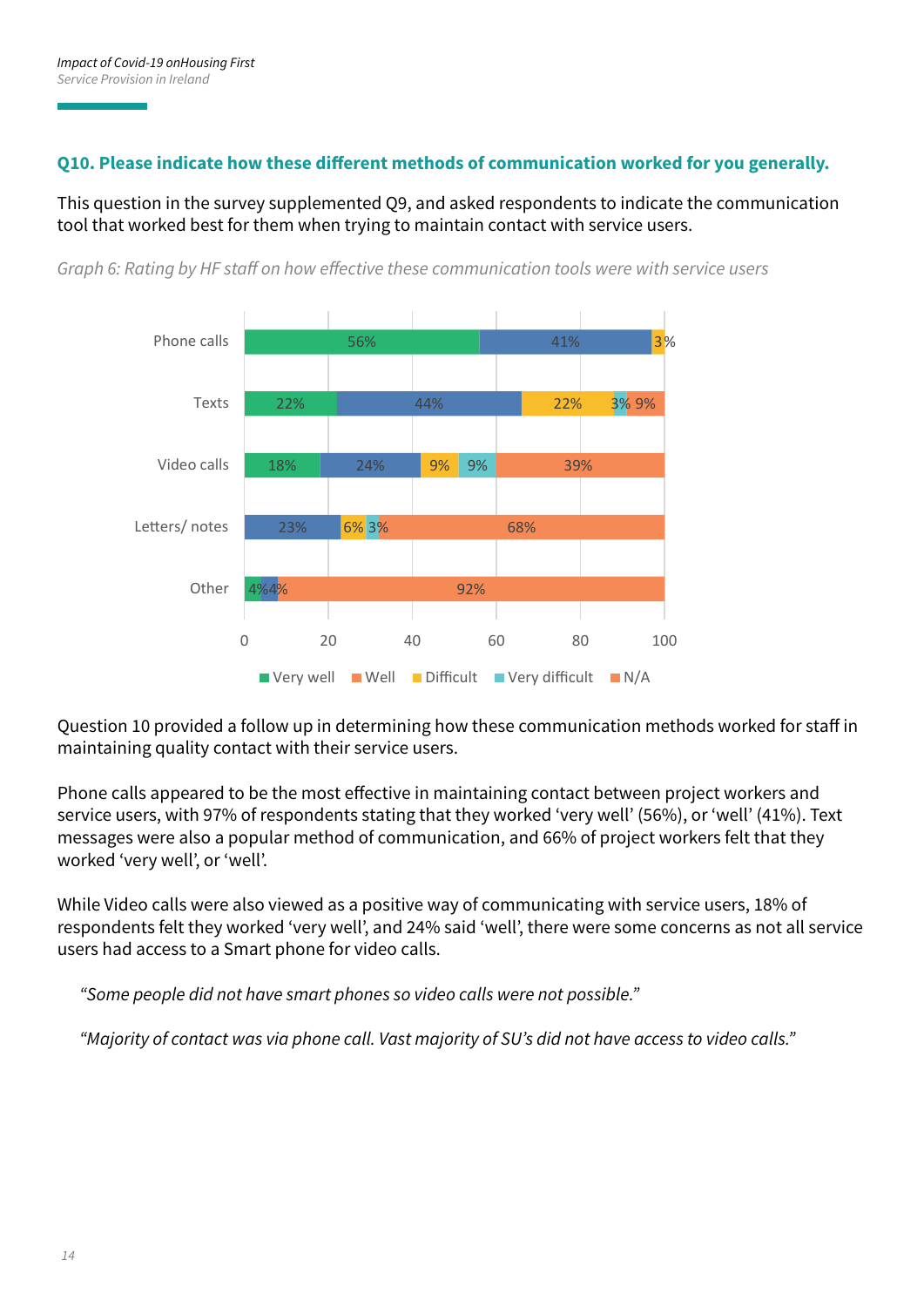### Q10. Please indicate how these different methods of communication worked for you generally.

This question in the survey supplemented Q9, and asked respondents to indicate the communication tool that worked best for them when trying to maintain contact with service users.

*Graph 6: Rating by HF staff on how effective these communication tools were with service users*

| | Very well | Well | Difficult | Very difficult | N/A |
|---|---|---|---|---|---|
| Phone calls | 56% | 41% | 3% | | |
| Texts | 22% | 44% | 22% | 3% | 9% |
| Video calls | 18% | 24% | 9% | 9% | 39% |
| Letters/ notes | | 23% | 6% | 3% | 68% |
| Other | 4% | 4% | | | 92% |

Question 10 provided a follow up in determining how these communication methods worked for staff in maintaining quality contact with their service users.

Phone calls appeared to be the most effective in maintaining contact between project workers and service users, with 97% of respondents stating that they worked 'very well' (56%), or 'well' (41%). Text messages were also a popular method of communication, and 66% of project workers felt that they worked 'very well', or 'well'.

While Video calls were also viewed as a positive way of communicating with service users, 18% of respondents felt they worked 'very well', and 24% said 'well', there were some concerns as not all service users had access to a Smart phone for video calls.

> *"Some people did not have smart phones so video calls were not possible."*

> *"Majority of contact was via phone call. Vast majority of SU's did not have access to video calls."*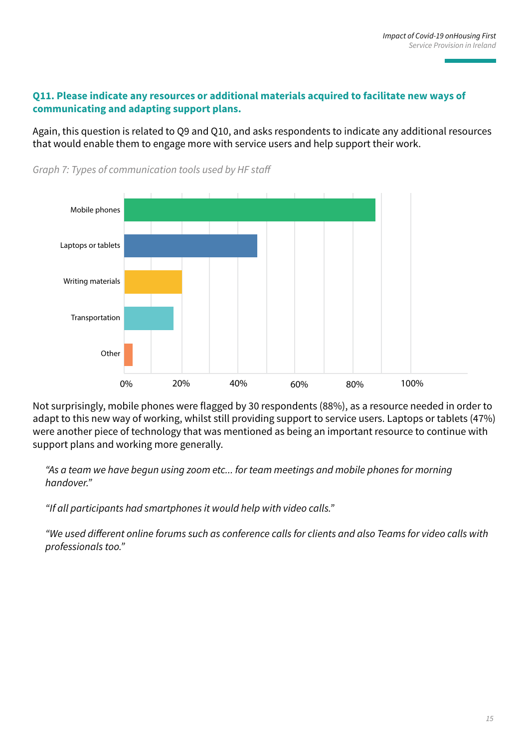**Q11. Please indicate any resources or additional materials acquired to facilitate new ways of communicating and adapting support plans.**

Again, this question is related to Q9 and Q10, and asks respondents to indicate any additional resources that would enable them to engage more with service users and help support their work.

*Graph 7: Types of communication tools used by HF staff*

Not surprisingly, mobile phones were flagged by 30 respondents (88%), as a resource needed in order to adapt to this new way of working, whilst still providing support to service users. Laptops or tablets (47%) were another piece of technology that was mentioned as being an important resource to continue with support plans and working more generally.

> *"As a team we have begun using zoom etc... for team meetings and mobile phones for morning handover."*
>
> *"If all participants had smartphones it would help with video calls."*
>
> *"We used different online forums such as conference calls for clients and also Teams for video calls with professionals too."*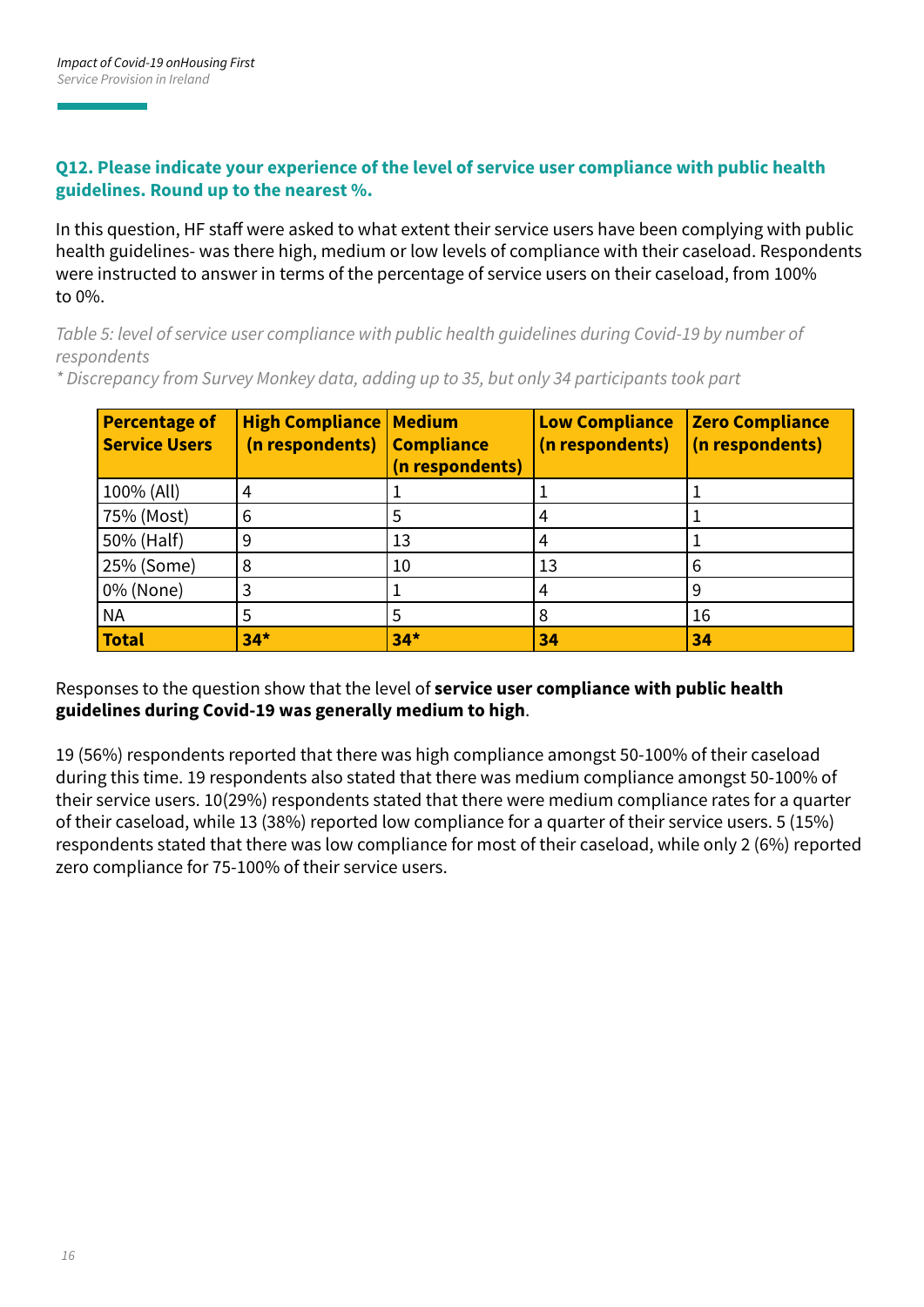### Q12. Please indicate your experience of the level of service user compliance with public health guidelines. Round up to the nearest %.

In this question, HF staff were asked to what extent their service users have been complying with public health guidelines- was there high, medium or low levels of compliance with their caseload. Respondents were instructed to answer in terms of the percentage of service users on their caseload, from 100% to 0%.

*Table 5: level of service user compliance with public health guidelines during Covid-19 by number of respondents*

*\* Discrepancy from Survey Monkey data, adding up to 35, but only 34 participants took part*

| Percentage of Service Users | High Compliance (n respondents) | Medium Compliance (n respondents) | Low Compliance (n respondents) | Zero Compliance (n respondents) |
|---|---|---|---|---|
| 100% (All) | 4 | 1 | 1 | 1 |
| 75% (Most) | 6 | 5 | 4 | 1 |
| 50% (Half) | 9 | 13 | 4 | 1 |
| 25% (Some) | 8 | 10 | 13 | 6 |
| 0% (None) | 3 | 1 | 4 | 9 |
| NA | 5 | 5 | 8 | 16 |
| **Total** | **34*** | **34*** | **34** | **34** |

Responses to the question show that the level of **service user compliance with public health guidelines during Covid-19 was generally medium to high**.

19 (56%) respondents reported that there was high compliance amongst 50-100% of their caseload during this time. 19 respondents also stated that there was medium compliance amongst 50-100% of their service users. 10(29%) respondents stated that there were medium compliance rates for a quarter of their caseload, while 13 (38%) reported low compliance for a quarter of their service users. 5 (15%) respondents stated that there was low compliance for most of their caseload, while only 2 (6%) reported zero compliance for 75-100% of their service users.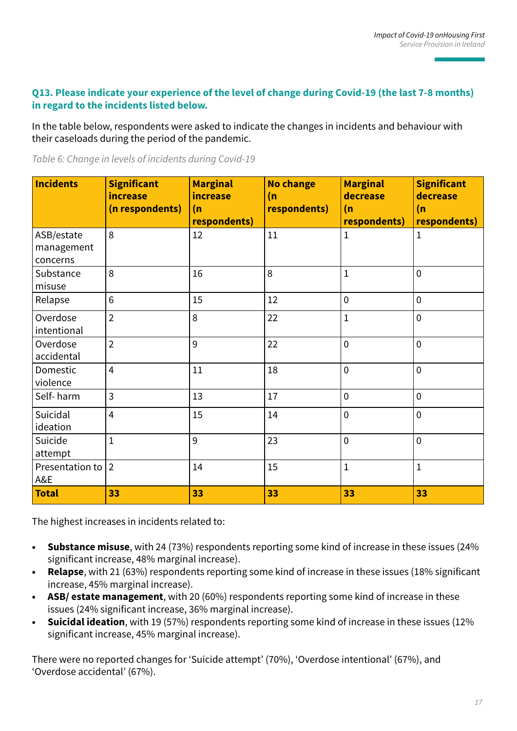**Q13. Please indicate your experience of the level of change during Covid-19 (the last 7-8 months) in regard to the incidents listed below.**

In the table below, respondents were asked to indicate the changes in incidents and behaviour with their caseloads during the period of the pandemic.

*Table 6: Change in levels of incidents during Covid-19*

| Incidents | Significant increase (n respondents) | Marginal increase (n respondents) | No change (n respondents) | Marginal decrease (n respondents) | Significant decrease (n respondents) |
|---|---|---|---|---|---|
| ASB/estate management concerns | 8 | 12 | 11 | 1 | 1 |
| Substance misuse | 8 | 16 | 8 | 1 | 0 |
| Relapse | 6 | 15 | 12 | 0 | 0 |
| Overdose intentional | 2 | 8 | 22 | 1 | 0 |
| Overdose accidental | 2 | 9 | 22 | 0 | 0 |
| Domestic violence | 4 | 11 | 18 | 0 | 0 |
| Self- harm | 3 | 13 | 17 | 0 | 0 |
| Suicidal ideation | 4 | 15 | 14 | 0 | 0 |
| Suicide attempt | 1 | 9 | 23 | 0 | 0 |
| Presentation to A&E | 2 | 14 | 15 | 1 | 1 |
| **Total** | **33** | **33** | **33** | **33** | **33** |

The highest increases in incidents related to:

- **Substance misuse**, with 24 (73%) respondents reporting some kind of increase in these issues (24% significant increase, 48% marginal increase).
- **Relapse**, with 21 (63%) respondents reporting some kind of increase in these issues (18% significant increase, 45% marginal increase).
- **ASB/ estate management**, with 20 (60%) respondents reporting some kind of increase in these issues (24% significant increase, 36% marginal increase).
- **Suicidal ideation**, with 19 (57%) respondents reporting some kind of increase in these issues (12% significant increase, 45% marginal increase).

There were no reported changes for 'Suicide attempt' (70%), 'Overdose intentional' (67%), and 'Overdose accidental' (67%).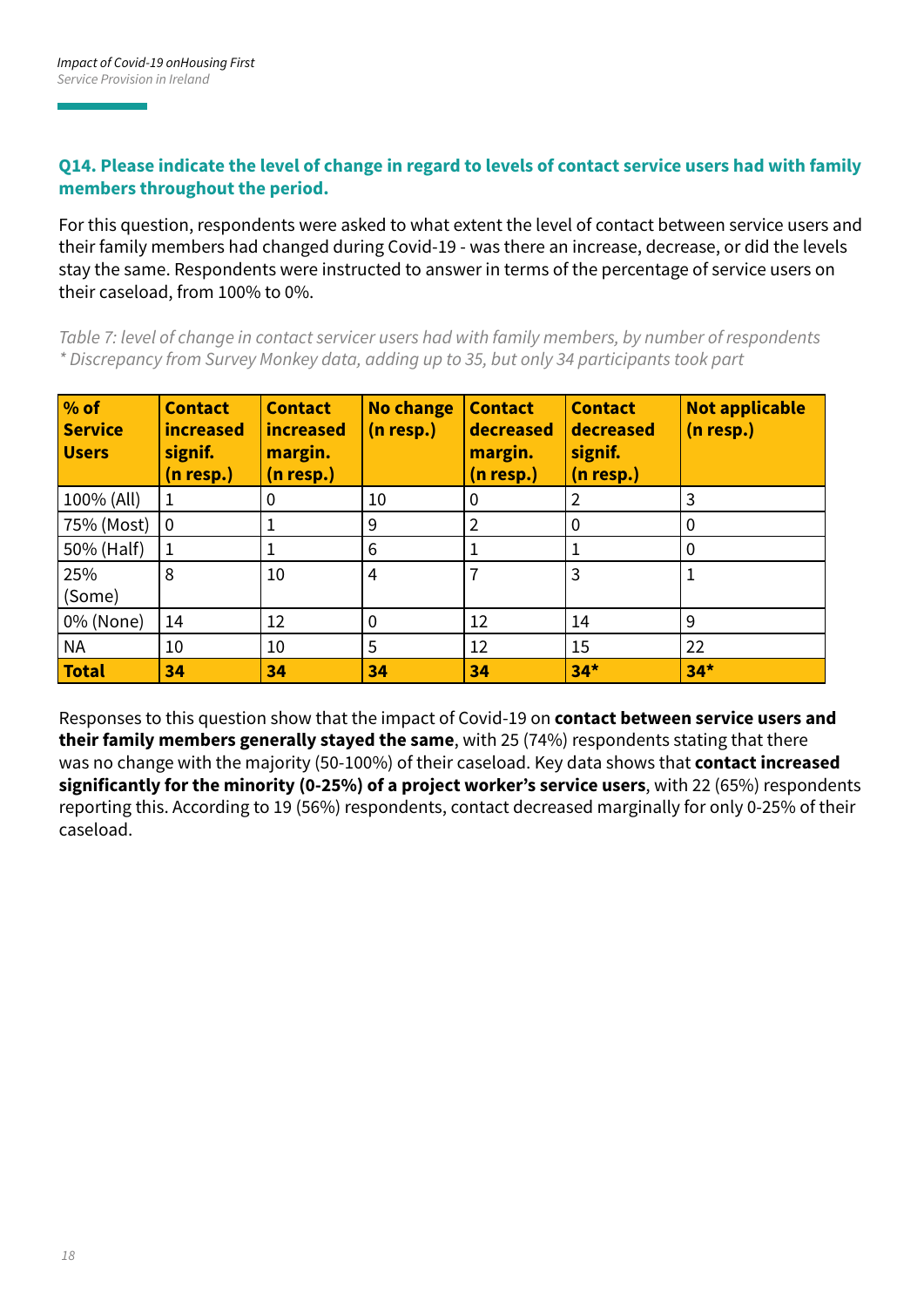### Q14. Please indicate the level of change in regard to levels of contact service users had with family members throughout the period.

For this question, respondents were asked to what extent the level of contact between service users and their family members had changed during Covid-19 - was there an increase, decrease, or did the levels stay the same. Respondents were instructed to answer in terms of the percentage of service users on their caseload, from 100% to 0%.

*Table 7: level of change in contact servicer users had with family members, by number of respondents*
*\* Discrepancy from Survey Monkey data, adding up to 35, but only 34 participants took part*

| % of Service Users | Contact increased signif. (n resp.) | Contact increased margin. (n resp.) | No change (n resp.) | Contact decreased margin. (n resp.) | Contact decreased signif. (n resp.) | Not applicable (n resp.) |
|---|---|---|---|---|---|---|
| 100% (All) | 1 | 0 | 10 | 0 | 2 | 3 |
| 75% (Most) | 0 | 1 | 9 | 2 | 0 | 0 |
| 50% (Half) | 1 | 1 | 6 | 1 | 1 | 0 |
| 25% (Some) | 8 | 10 | 4 | 7 | 3 | 1 |
| 0% (None) | 14 | 12 | 0 | 12 | 14 | 9 |
| NA | 10 | 10 | 5 | 12 | 15 | 22 |
| **Total** | **34** | **34** | **34** | **34** | **34*** | **34*** |

Responses to this question show that the impact of Covid-19 on **contact between service users and their family members generally stayed the same**, with 25 (74%) respondents stating that there was no change with the majority (50-100%) of their caseload. Key data shows that **contact increased significantly for the minority (0-25%) of a project worker's service users**, with 22 (65%) respondents reporting this. According to 19 (56%) respondents, contact decreased marginally for only 0-25% of their caseload.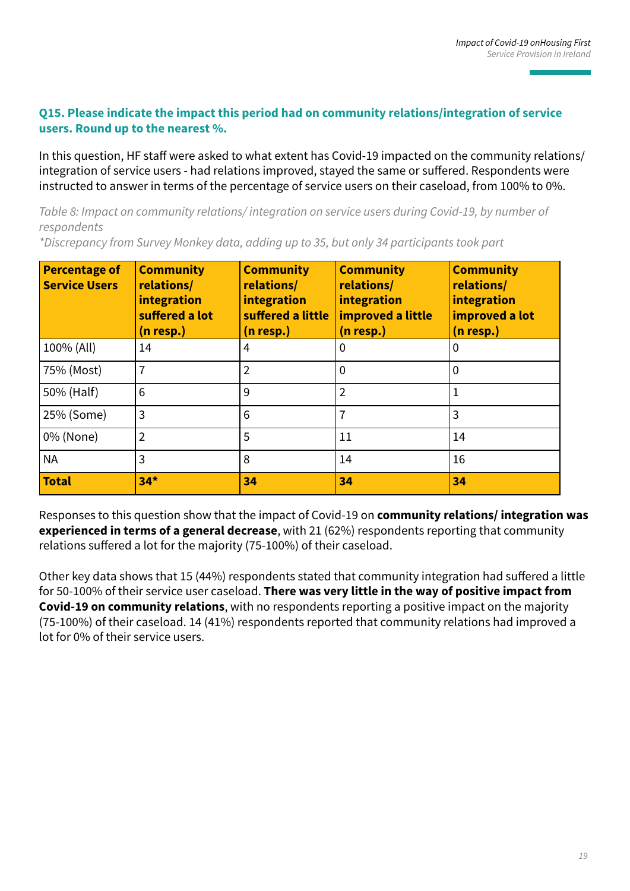### Q15. Please indicate the impact this period had on community relations/integration of service users. Round up to the nearest %.

In this question, HF staff were asked to what extent has Covid-19 impacted on the community relations/ integration of service users - had relations improved, stayed the same or suffered. Respondents were instructed to answer in terms of the percentage of service users on their caseload, from 100% to 0%.

*Table 8: Impact on community relations/ integration on service users during Covid-19, by number of respondents*

**Discrepancy from Survey Monkey data, adding up to 35, but only 34 participants took part*

| Percentage of Service Users | Community relations/ integration suffered a lot (n resp.) | Community relations/ integration suffered a little (n resp.) | Community relations/ integration improved a little (n resp.) | Community relations/ integration improved a lot (n resp.) |
|---|---|---|---|---|
| 100% (All) | 14 | 4 | 0 | 0 |
| 75% (Most) | 7 | 2 | 0 | 0 |
| 50% (Half) | 6 | 9 | 2 | 1 |
| 25% (Some) | 3 | 6 | 7 | 3 |
| 0% (None) | 2 | 5 | 11 | 14 |
| NA | 3 | 8 | 14 | 16 |
| **Total** | **34*** | **34** | **34** | **34** |

Responses to this question show that the impact of Covid-19 on **community relations/ integration was experienced in terms of a general decrease**, with 21 (62%) respondents reporting that community relations suffered a lot for the majority (75-100%) of their caseload.

Other key data shows that 15 (44%) respondents stated that community integration had suffered a little for 50-100% of their service user caseload. **There was very little in the way of positive impact from Covid-19 on community relations**, with no respondents reporting a positive impact on the majority (75-100%) of their caseload. 14 (41%) respondents reported that community relations had improved a lot for 0% of their service users.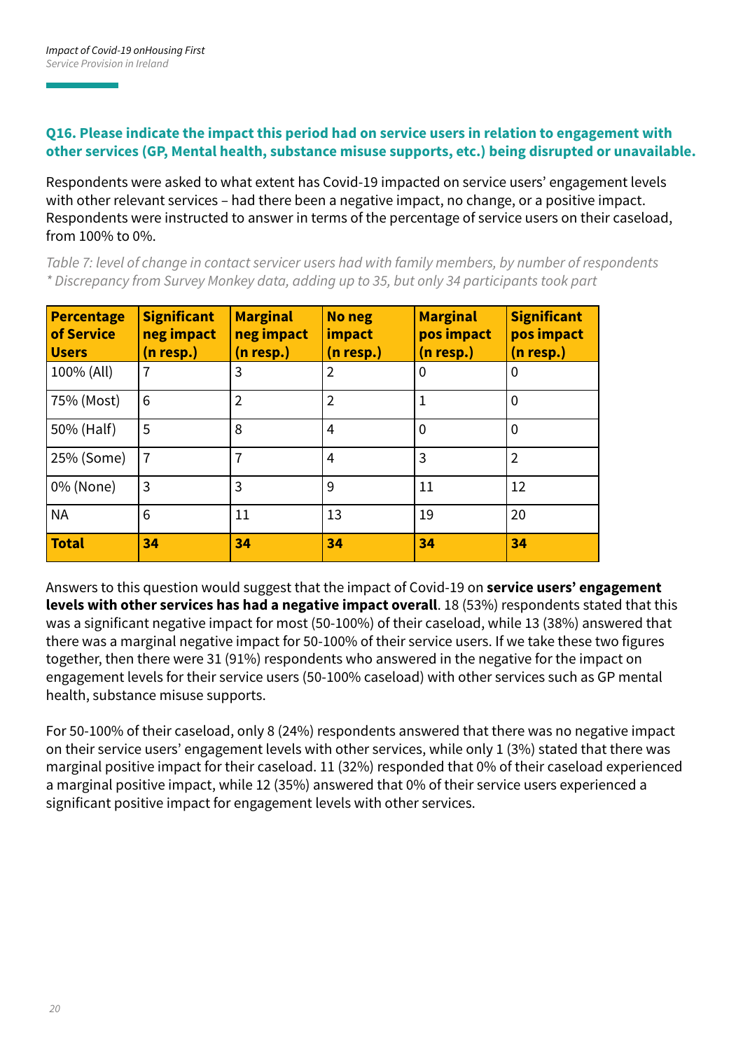### Q16. Please indicate the impact this period had on service users in relation to engagement with other services (GP, Mental health, substance misuse supports, etc.) being disrupted or unavailable.

Respondents were asked to what extent has Covid-19 impacted on service users' engagement levels with other relevant services – had there been a negative impact, no change, or a positive impact. Respondents were instructed to answer in terms of the percentage of service users on their caseload, from 100% to 0%.

*Table 7: level of change in contact servicer users had with family members, by number of respondents*
*\* Discrepancy from Survey Monkey data, adding up to 35, but only 34 participants took part*

| Percentage of Service Users | Significant neg impact (n resp.) | Marginal neg impact (n resp.) | No neg impact (n resp.) | Marginal pos impact (n resp.) | Significant pos impact (n resp.) |
|---|---|---|---|---|---|
| 100% (All) | 7 | 3 | 2 | 0 | 0 |
| 75% (Most) | 6 | 2 | 2 | 1 | 0 |
| 50% (Half) | 5 | 8 | 4 | 0 | 0 |
| 25% (Some) | 7 | 7 | 4 | 3 | 2 |
| 0% (None) | 3 | 3 | 9 | 11 | 12 |
| NA | 6 | 11 | 13 | 19 | 20 |
| **Total** | **34** | **34** | **34** | **34** | **34** |

Answers to this question would suggest that the impact of Covid-19 on **service users' engagement levels with other services has had a negative impact overall**. 18 (53%) respondents stated that this was a significant negative impact for most (50-100%) of their caseload, while 13 (38%) answered that there was a marginal negative impact for 50-100% of their service users. If we take these two figures together, then there were 31 (91%) respondents who answered in the negative for the impact on engagement levels for their service users (50-100% caseload) with other services such as GP mental health, substance misuse supports.

For 50-100% of their caseload, only 8 (24%) respondents answered that there was no negative impact on their service users' engagement levels with other services, while only 1 (3%) stated that there was marginal positive impact for their caseload. 11 (32%) responded that 0% of their caseload experienced a marginal positive impact, while 12 (35%) answered that 0% of their service users experienced a significant positive impact for engagement levels with other services.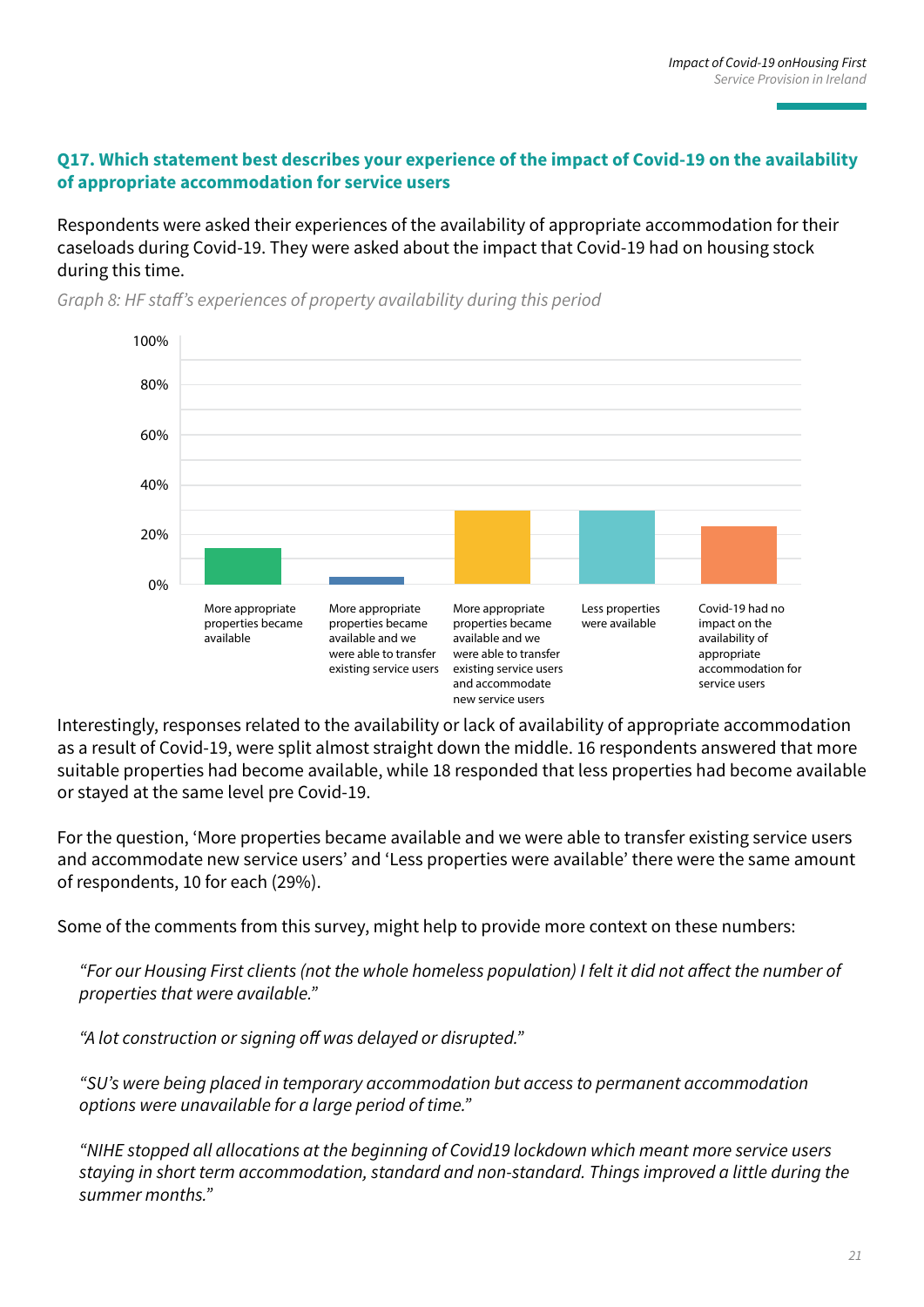### Q17. Which statement best describes your experience of the impact of Covid-19 on the availability of appropriate accommodation for service users

Respondents were asked their experiences of the availability of appropriate accommodation for their caseloads during Covid-19. They were asked about the impact that Covid-19 had on housing stock during this time.

*Graph 8: HF staff's experiences of property availability during this period*

Interestingly, responses related to the availability or lack of availability of appropriate accommodation as a result of Covid-19, were split almost straight down the middle. 16 respondents answered that more suitable properties had become available, while 18 responded that less properties had become available or stayed at the same level pre Covid-19.

For the question, 'More properties became available and we were able to transfer existing service users and accommodate new service users' and 'Less properties were available' there were the same amount of respondents, 10 for each (29%).

Some of the comments from this survey, might help to provide more context on these numbers:

> *"For our Housing First clients (not the whole homeless population) I felt it did not affect the number of properties that were available."*

> *"A lot construction or signing off was delayed or disrupted."*

> *"SU's were being placed in temporary accommodation but access to permanent accommodation options were unavailable for a large period of time."*

> *"NIHE stopped all allocations at the beginning of Covid19 lockdown which meant more service users staying in short term accommodation, standard and non-standard. Things improved a little during the summer months."*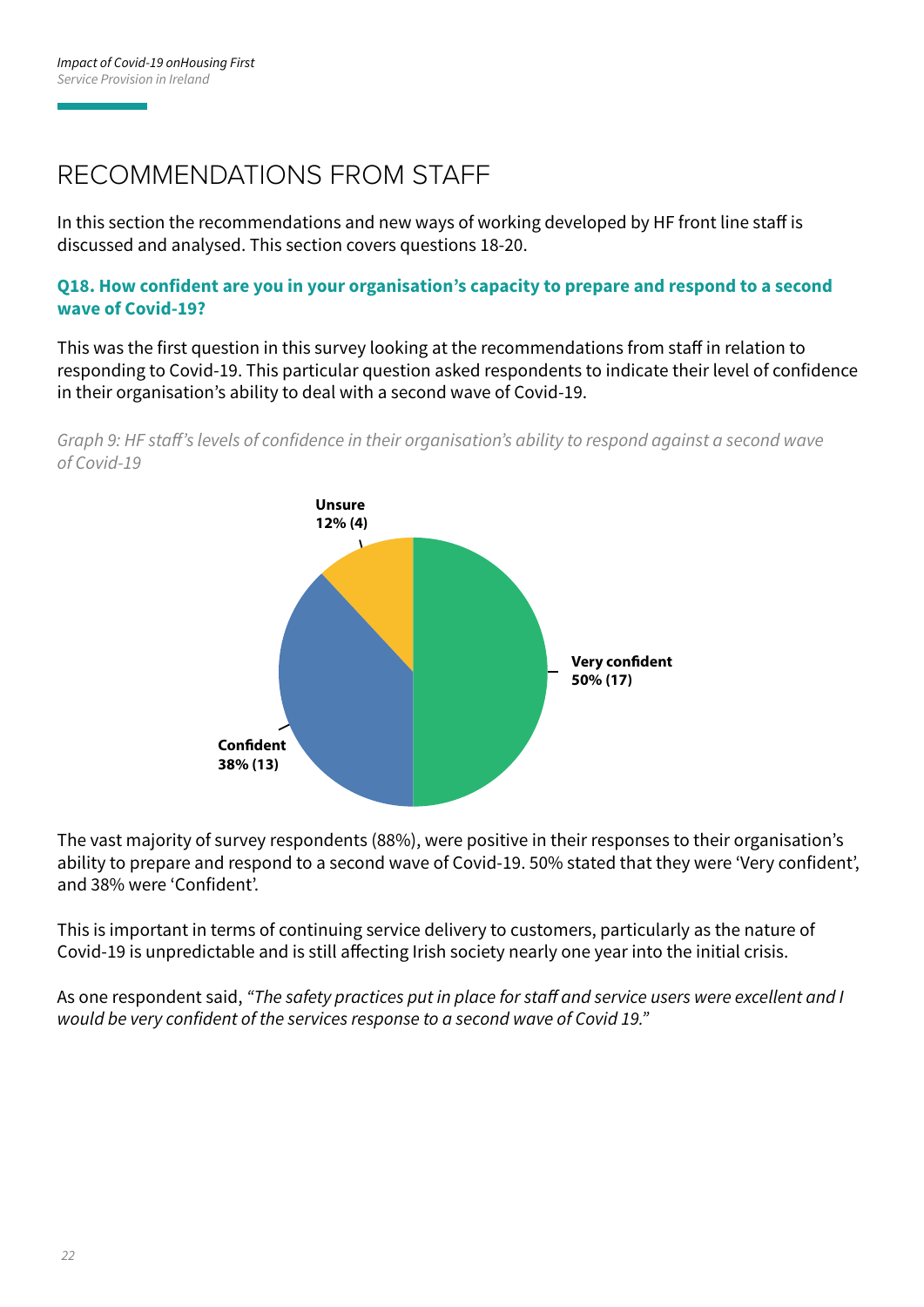# RECOMMENDATIONS FROM STAFF

In this section the recommendations and new ways of working developed by HF front line staff is discussed and analysed. This section covers questions 18-20.

### Q18. How confident are you in your organisation's capacity to prepare and respond to a second wave of Covid-19?

This was the first question in this survey looking at the recommendations from staff in relation to responding to Covid-19. This particular question asked respondents to indicate their level of confidence in their organisation's ability to deal with a second wave of Covid-19.

*Graph 9: HF staff's levels of confidence in their organisation's ability to respond against a second wave of Covid-19*

| Response | Percentage (n) |
|---|---|
| Very confident | 50% (17) |
| Confident | 38% (13) |
| Unsure | 12% (4) |

The vast majority of survey respondents (88%), were positive in their responses to their organisation's ability to prepare and respond to a second wave of Covid-19. 50% stated that they were 'Very confident', and 38% were 'Confident'.

This is important in terms of continuing service delivery to customers, particularly as the nature of Covid-19 is unpredictable and is still affecting Irish society nearly one year into the initial crisis.

As one respondent said, *"The safety practices put in place for staff and service users were excellent and I would be very confident of the services response to a second wave of Covid 19."*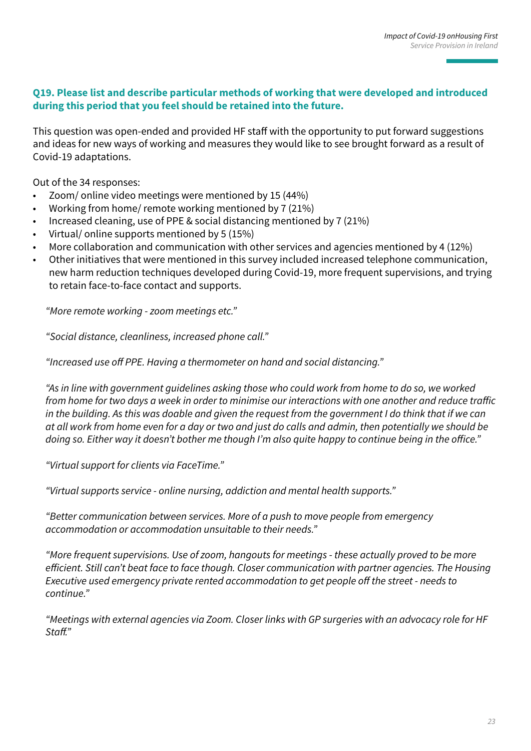### Q19. Please list and describe particular methods of working that were developed and introduced during this period that you feel should be retained into the future.

This question was open-ended and provided HF staff with the opportunity to put forward suggestions and ideas for new ways of working and measures they would like to see brought forward as a result of Covid-19 adaptations.

Out of the 34 responses:

- Zoom/ online video meetings were mentioned by 15 (44%)
- Working from home/ remote working mentioned by 7 (21%)
- Increased cleaning, use of PPE & social distancing mentioned by 7 (21%)
- Virtual/ online supports mentioned by 5 (15%)
- More collaboration and communication with other services and agencies mentioned by 4 (12%)
- Other initiatives that were mentioned in this survey included increased telephone communication, new harm reduction techniques developed during Covid-19, more frequent supervisions, and trying to retain face-to-face contact and supports.

*“More remote working - zoom meetings etc.”*

*“Social distance, cleanliness, increased phone call.”*

*“Increased use off PPE. Having a thermometer on hand and social distancing.”*

*“As in line with government guidelines asking those who could work from home to do so, we worked from home for two days a week in order to minimise our interactions with one another and reduce traffic in the building. As this was doable and given the request from the government I do think that if we can at all work from home even for a day or two and just do calls and admin, then potentially we should be doing so. Either way it doesn’t bother me though I’m also quite happy to continue being in the office.”*

*“Virtual support for clients via FaceTime.”*

*“Virtual supports service - online nursing, addiction and mental health supports.”*

*“Better communication between services. More of a push to move people from emergency accommodation or accommodation unsuitable to their needs.”*

*“More frequent supervisions. Use of zoom, hangouts for meetings - these actually proved to be more efficient. Still can’t beat face to face though. Closer communication with partner agencies. The Housing Executive used emergency private rented accommodation to get people off the street - needs to continue.”*

*“Meetings with external agencies via Zoom. Closer links with GP surgeries with an advocacy role for HF Staff.”*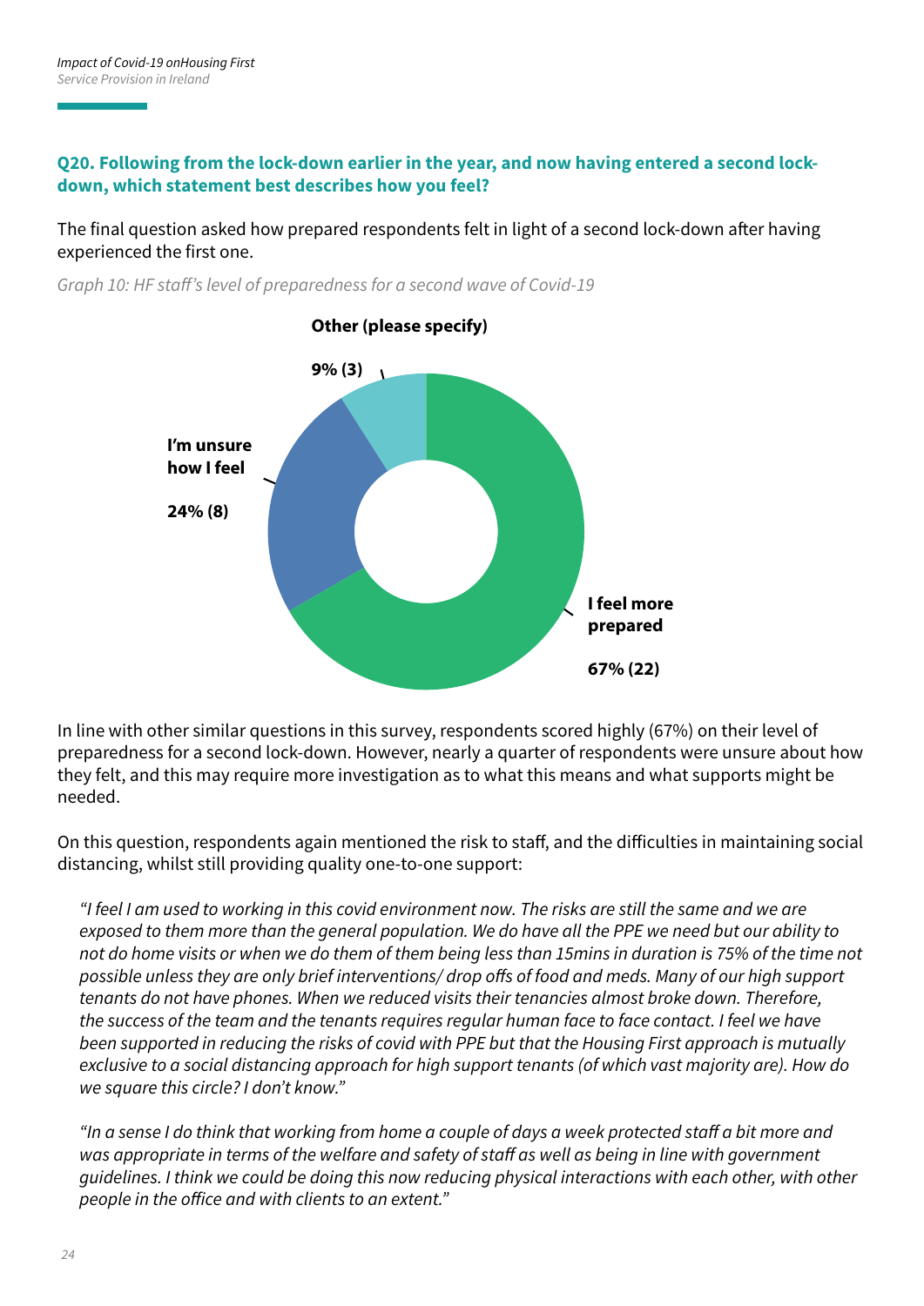### Q20. Following from the lock-down earlier in the year, and now having entered a second lock-down, which statement best describes how you feel?

The final question asked how prepared respondents felt in light of a second lock-down after having experienced the first one.

*Graph 10: HF staff's level of preparedness for a second wave of Covid-19*

| Response | Percentage (n) |
|---|---|
| I feel more prepared | 67% (22) |
| I'm unsure how I feel | 24% (8) |
| Other (please specify) | 9% (3) |

In line with other similar questions in this survey, respondents scored highly (67%) on their level of preparedness for a second lock-down. However, nearly a quarter of respondents were unsure about how they felt, and this may require more investigation as to what this means and what supports might be needed.

On this question, respondents again mentioned the risk to staff, and the difficulties in maintaining social distancing, whilst still providing quality one-to-one support:

> *"I feel I am used to working in this covid environment now. The risks are still the same and we are exposed to them more than the general population. We do have all the PPE we need but our ability to not do home visits or when we do them of them being less than 15mins in duration is 75% of the time not possible unless they are only brief interventions/ drop offs of food and meds. Many of our high support tenants do not have phones. When we reduced visits their tenancies almost broke down. Therefore, the success of the team and the tenants requires regular human face to face contact. I feel we have been supported in reducing the risks of covid with PPE but that the Housing First approach is mutually exclusive to a social distancing approach for high support tenants (of which vast majority are). How do we square this circle? I don't know."*

> *"In a sense I do think that working from home a couple of days a week protected staff a bit more and was appropriate in terms of the welfare and safety of staff as well as being in line with government guidelines. I think we could be doing this now reducing physical interactions with each other, with other people in the office and with clients to an extent."*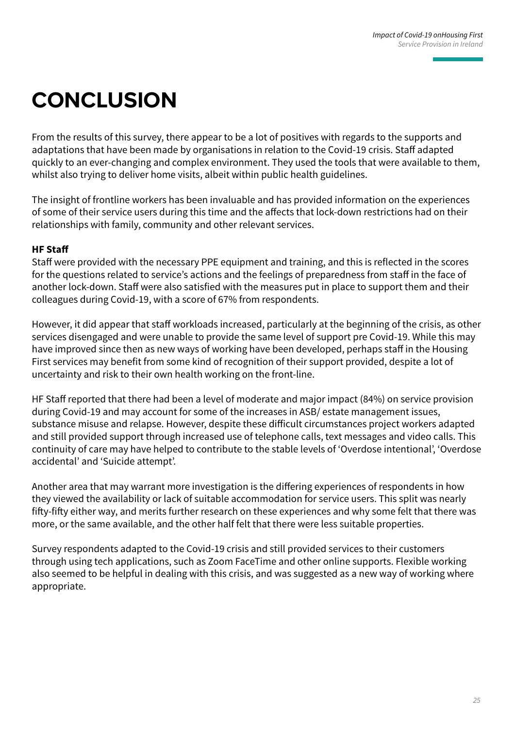# CONCLUSION

From the results of this survey, there appear to be a lot of positives with regards to the supports and adaptations that have been made by organisations in relation to the Covid-19 crisis. Staff adapted quickly to an ever-changing and complex environment. They used the tools that were available to them, whilst also trying to deliver home visits, albeit within public health guidelines.

The insight of frontline workers has been invaluable and has provided information on the experiences of some of their service users during this time and the affects that lock-down restrictions had on their relationships with family, community and other relevant services.

**HF Staff**

Staff were provided with the necessary PPE equipment and training, and this is reflected in the scores for the questions related to service's actions and the feelings of preparedness from staff in the face of another lock-down. Staff were also satisfied with the measures put in place to support them and their colleagues during Covid-19, with a score of 67% from respondents.

However, it did appear that staff workloads increased, particularly at the beginning of the crisis, as other services disengaged and were unable to provide the same level of support pre Covid-19. While this may have improved since then as new ways of working have been developed, perhaps staff in the Housing First services may benefit from some kind of recognition of their support provided, despite a lot of uncertainty and risk to their own health working on the front-line.

HF Staff reported that there had been a level of moderate and major impact (84%) on service provision during Covid-19 and may account for some of the increases in ASB/ estate management issues, substance misuse and relapse. However, despite these difficult circumstances project workers adapted and still provided support through increased use of telephone calls, text messages and video calls. This continuity of care may have helped to contribute to the stable levels of 'Overdose intentional', 'Overdose accidental' and 'Suicide attempt'.

Another area that may warrant more investigation is the differing experiences of respondents in how they viewed the availability or lack of suitable accommodation for service users. This split was nearly fifty-fifty either way, and merits further research on these experiences and why some felt that there was more, or the same available, and the other half felt that there were less suitable properties.

Survey respondents adapted to the Covid-19 crisis and still provided services to their customers through using tech applications, such as Zoom FaceTime and other online supports. Flexible working also seemed to be helpful in dealing with this crisis, and was suggested as a new way of working where appropriate.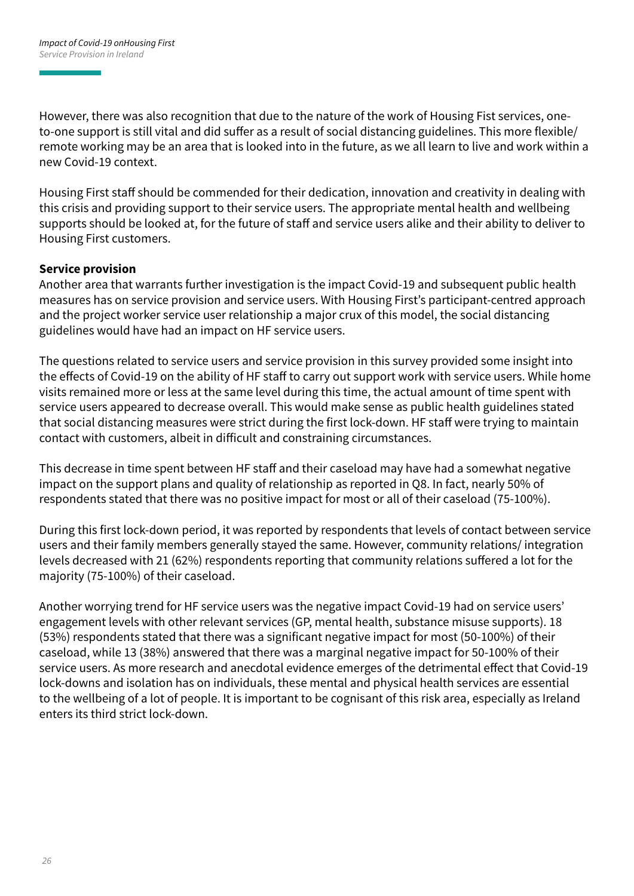However, there was also recognition that due to the nature of the work of Housing Fist services, one-to-one support is still vital and did suffer as a result of social distancing guidelines. This more flexible/ remote working may be an area that is looked into in the future, as we all learn to live and work within a new Covid-19 context.

Housing First staff should be commended for their dedication, innovation and creativity in dealing with this crisis and providing support to their service users. The appropriate mental health and wellbeing supports should be looked at, for the future of staff and service users alike and their ability to deliver to Housing First customers.

**Service provision**

Another area that warrants further investigation is the impact Covid-19 and subsequent public health measures has on service provision and service users. With Housing First's participant-centred approach and the project worker service user relationship a major crux of this model, the social distancing guidelines would have had an impact on HF service users.

The questions related to service users and service provision in this survey provided some insight into the effects of Covid-19 on the ability of HF staff to carry out support work with service users. While home visits remained more or less at the same level during this time, the actual amount of time spent with service users appeared to decrease overall. This would make sense as public health guidelines stated that social distancing measures were strict during the first lock-down. HF staff were trying to maintain contact with customers, albeit in difficult and constraining circumstances.

This decrease in time spent between HF staff and their caseload may have had a somewhat negative impact on the support plans and quality of relationship as reported in Q8. In fact, nearly 50% of respondents stated that there was no positive impact for most or all of their caseload (75-100%).

During this first lock-down period, it was reported by respondents that levels of contact between service users and their family members generally stayed the same. However, community relations/ integration levels decreased with 21 (62%) respondents reporting that community relations suffered a lot for the majority (75-100%) of their caseload.

Another worrying trend for HF service users was the negative impact Covid-19 had on service users' engagement levels with other relevant services (GP, mental health, substance misuse supports). 18 (53%) respondents stated that there was a significant negative impact for most (50-100%) of their caseload, while 13 (38%) answered that there was a marginal negative impact for 50-100% of their service users. As more research and anecdotal evidence emerges of the detrimental effect that Covid-19 lock-downs and isolation has on individuals, these mental and physical health services are essential to the wellbeing of a lot of people. It is important to be cognisant of this risk area, especially as Ireland enters its third strict lock-down.